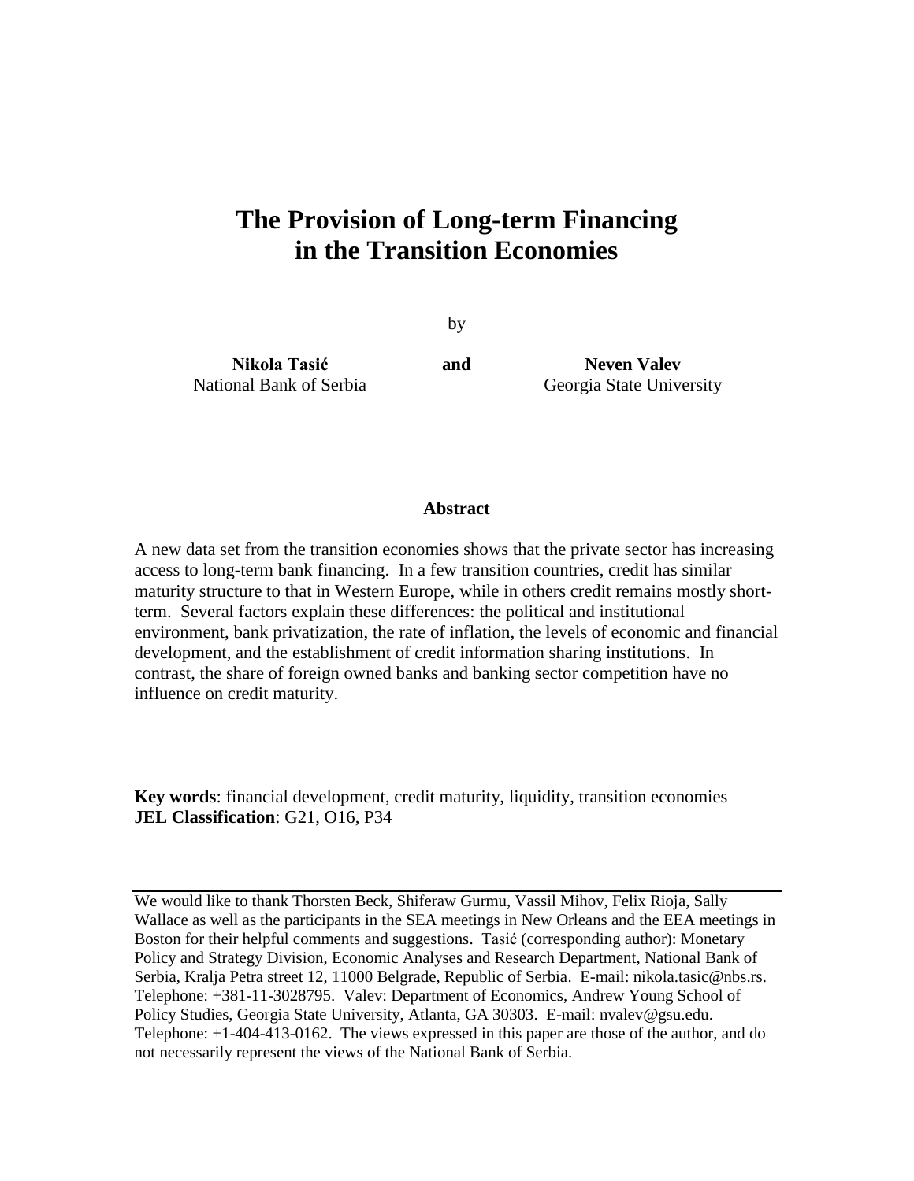# The Provision of Long-term Financing in the Transition Economies

by

**Nikola Tasić**  
National Bank of Serbia

**and**

**Neven Valev**  
Georgia State University

### Abstract

A new data set from the transition economies shows that the private sector has increasing access to long-term bank financing. In a few transition countries, credit has similar maturity structure to that in Western Europe, while in others credit remains mostly short-term. Several factors explain these differences: the political and institutional environment, bank privatization, the rate of inflation, the levels of economic and financial development, and the establishment of credit information sharing institutions. In contrast, the share of foreign owned banks and banking sector competition have no influence on credit maturity.

**Key words**: financial development, credit maturity, liquidity, transition economies  
**JEL Classification**: G21, O16, P34

---

We would like to thank Thorsten Beck, Shiferaw Gurmu, Vassil Mihov, Felix Rioja, Sally Wallace as well as the participants in the SEA meetings in New Orleans and the EEA meetings in Boston for their helpful comments and suggestions. Tasić (corresponding author): Monetary Policy and Strategy Division, Economic Analyses and Research Department, National Bank of Serbia, Kralja Petra street 12, 11000 Belgrade, Republic of Serbia. E-mail: nikola.tasic@nbs.rs. Telephone: +381-11-3028795. Valev: Department of Economics, Andrew Young School of Policy Studies, Georgia State University, Atlanta, GA 30303. E-mail: nvalev@gsu.edu. Telephone: +1-404-413-0162. The views expressed in this paper are those of the author, and do not necessarily represent the views of the National Bank of Serbia.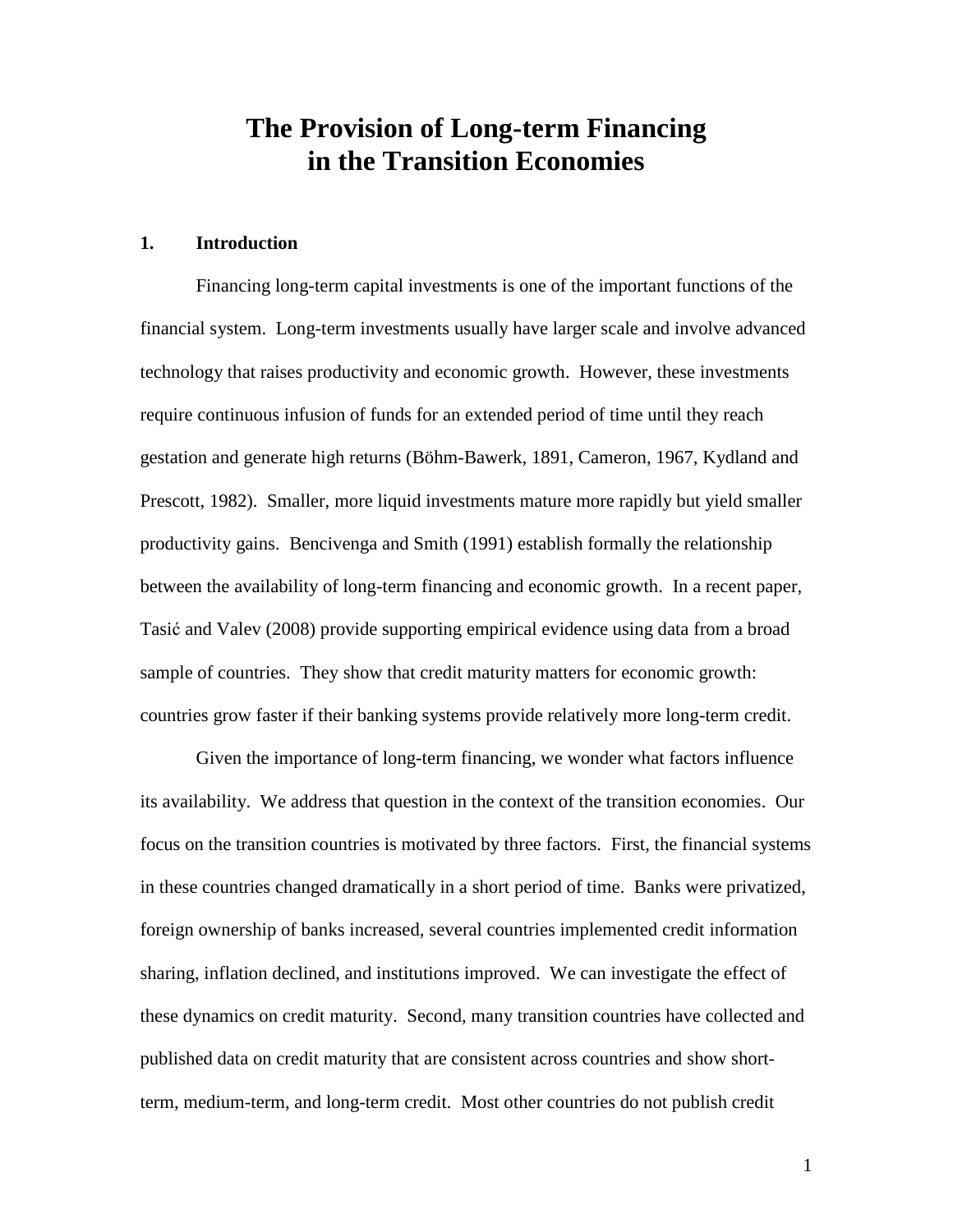# The Provision of Long-term Financing in the Transition Economies

## 1. Introduction

Financing long-term capital investments is one of the important functions of the financial system. Long-term investments usually have larger scale and involve advanced technology that raises productivity and economic growth. However, these investments require continuous infusion of funds for an extended period of time until they reach gestation and generate high returns (Böhm-Bawerk, 1891, Cameron, 1967, Kydland and Prescott, 1982). Smaller, more liquid investments mature more rapidly but yield smaller productivity gains. Bencivenga and Smith (1991) establish formally the relationship between the availability of long-term financing and economic growth. In a recent paper, Tasić and Valev (2008) provide supporting empirical evidence using data from a broad sample of countries. They show that credit maturity matters for economic growth: countries grow faster if their banking systems provide relatively more long-term credit.

Given the importance of long-term financing, we wonder what factors influence its availability. We address that question in the context of the transition economies. Our focus on the transition countries is motivated by three factors. First, the financial systems in these countries changed dramatically in a short period of time. Banks were privatized, foreign ownership of banks increased, several countries implemented credit information sharing, inflation declined, and institutions improved. We can investigate the effect of these dynamics on credit maturity. Second, many transition countries have collected and published data on credit maturity that are consistent across countries and show short-term, medium-term, and long-term credit. Most other countries do not publish credit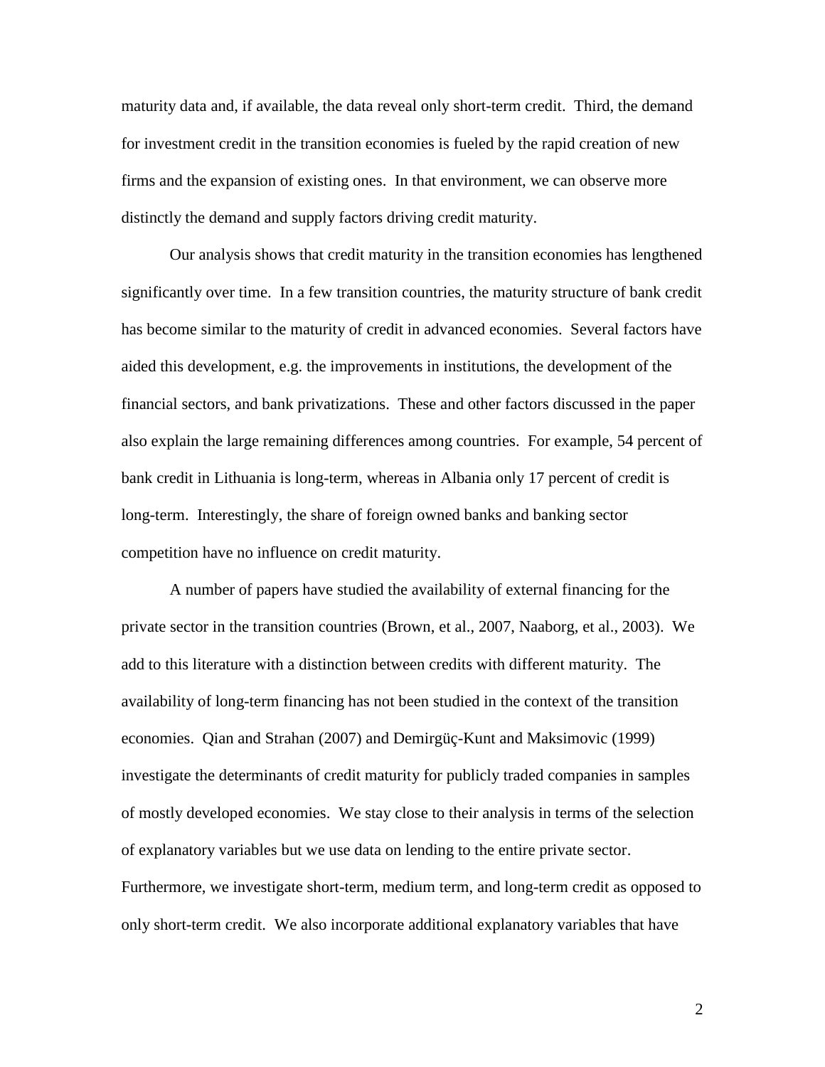maturity data and, if available, the data reveal only short-term credit. Third, the demand for investment credit in the transition economies is fueled by the rapid creation of new firms and the expansion of existing ones. In that environment, we can observe more distinctly the demand and supply factors driving credit maturity.

Our analysis shows that credit maturity in the transition economies has lengthened significantly over time. In a few transition countries, the maturity structure of bank credit has become similar to the maturity of credit in advanced economies. Several factors have aided this development, e.g. the improvements in institutions, the development of the financial sectors, and bank privatizations. These and other factors discussed in the paper also explain the large remaining differences among countries. For example, 54 percent of bank credit in Lithuania is long-term, whereas in Albania only 17 percent of credit is long-term. Interestingly, the share of foreign owned banks and banking sector competition have no influence on credit maturity.

A number of papers have studied the availability of external financing for the private sector in the transition countries (Brown, et al., 2007, Naaborg, et al., 2003). We add to this literature with a distinction between credits with different maturity. The availability of long-term financing has not been studied in the context of the transition economies. Qian and Strahan (2007) and Demirgüç-Kunt and Maksimovic (1999) investigate the determinants of credit maturity for publicly traded companies in samples of mostly developed economies. We stay close to their analysis in terms of the selection of explanatory variables but we use data on lending to the entire private sector. Furthermore, we investigate short-term, medium term, and long-term credit as opposed to only short-term credit. We also incorporate additional explanatory variables that have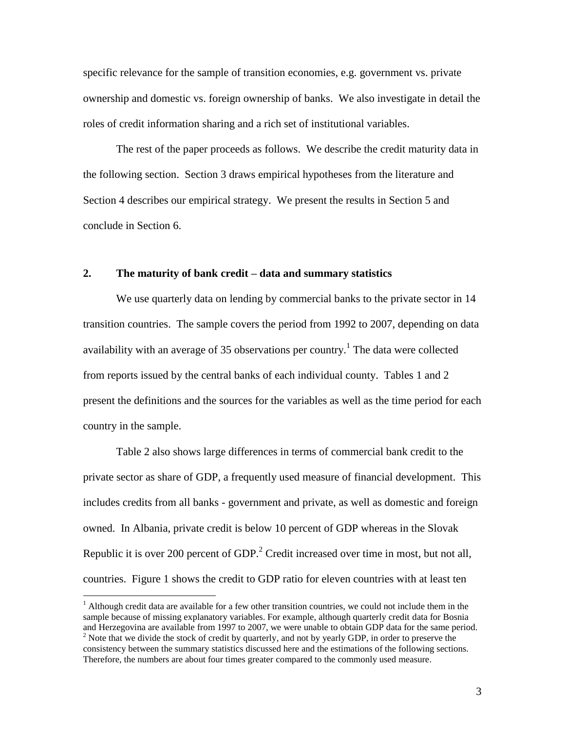specific relevance for the sample of transition economies, e.g. government vs. private ownership and domestic vs. foreign ownership of banks. We also investigate in detail the roles of credit information sharing and a rich set of institutional variables.

The rest of the paper proceeds as follows. We describe the credit maturity data in the following section. Section 3 draws empirical hypotheses from the literature and Section 4 describes our empirical strategy. We present the results in Section 5 and conclude in Section 6.

## 2. The maturity of bank credit – data and summary statistics

We use quarterly data on lending by commercial banks to the private sector in 14 transition countries. The sample covers the period from 1992 to 2007, depending on data availability with an average of 35 observations per country.[1] The data were collected from reports issued by the central banks of each individual county. Tables 1 and 2 present the definitions and the sources for the variables as well as the time period for each country in the sample.

Table 2 also shows large differences in terms of commercial bank credit to the private sector as share of GDP, a frequently used measure of financial development. This includes credits from all banks - government and private, as well as domestic and foreign owned. In Albania, private credit is below 10 percent of GDP whereas in the Slovak Republic it is over 200 percent of GDP.[2] Credit increased over time in most, but not all, countries. Figure 1 shows the credit to GDP ratio for eleven countries with at least ten

---

[1] Although credit data are available for a few other transition countries, we could not include them in the sample because of missing explanatory variables. For example, although quarterly credit data for Bosnia and Herzegovina are available from 1997 to 2007, we were unable to obtain GDP data for the same period.

[2] Note that we divide the stock of credit by quarterly, and not by yearly GDP, in order to preserve the consistency between the summary statistics discussed here and the estimations of the following sections. Therefore, the numbers are about four times greater compared to the commonly used measure.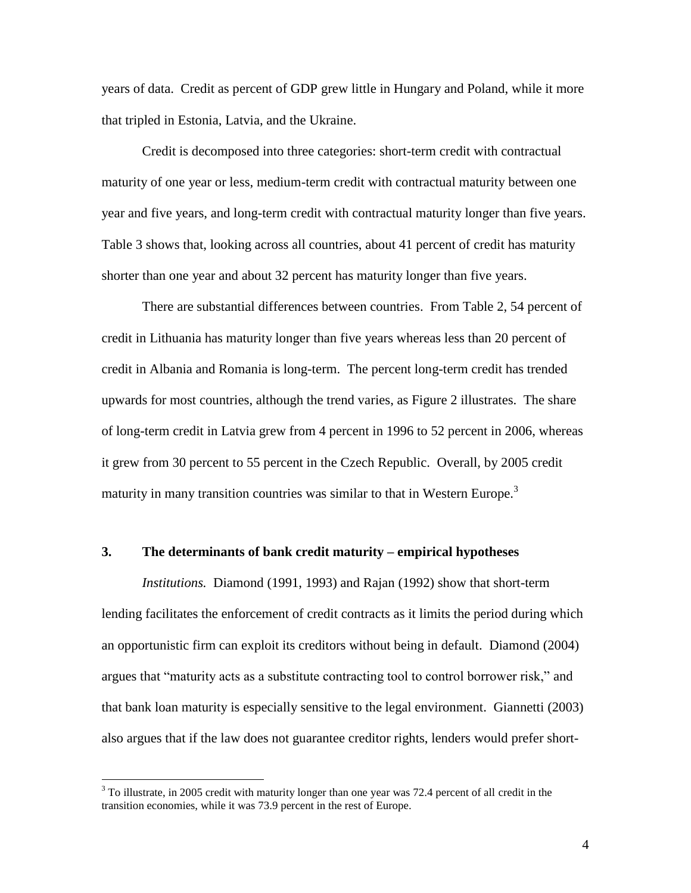years of data. Credit as percent of GDP grew little in Hungary and Poland, while it more that tripled in Estonia, Latvia, and the Ukraine.

Credit is decomposed into three categories: short-term credit with contractual maturity of one year or less, medium-term credit with contractual maturity between one year and five years, and long-term credit with contractual maturity longer than five years. Table 3 shows that, looking across all countries, about 41 percent of credit has maturity shorter than one year and about 32 percent has maturity longer than five years.

There are substantial differences between countries. From Table 2, 54 percent of credit in Lithuania has maturity longer than five years whereas less than 20 percent of credit in Albania and Romania is long-term. The percent long-term credit has trended upwards for most countries, although the trend varies, as Figure 2 illustrates. The share of long-term credit in Latvia grew from 4 percent in 1996 to 52 percent in 2006, whereas it grew from 30 percent to 55 percent in the Czech Republic. Overall, by 2005 credit maturity in many transition countries was similar to that in Western Europe.[3]

## 3. The determinants of bank credit maturity – empirical hypotheses

*Institutions.* Diamond (1991, 1993) and Rajan (1992) show that short-term lending facilitates the enforcement of credit contracts as it limits the period during which an opportunistic firm can exploit its creditors without being in default. Diamond (2004) argues that "maturity acts as a substitute contracting tool to control borrower risk," and that bank loan maturity is especially sensitive to the legal environment. Giannetti (2003) also argues that if the law does not guarantee creditor rights, lenders would prefer short-

[3] To illustrate, in 2005 credit with maturity longer than one year was 72.4 percent of all credit in the transition economies, while it was 73.9 percent in the rest of Europe.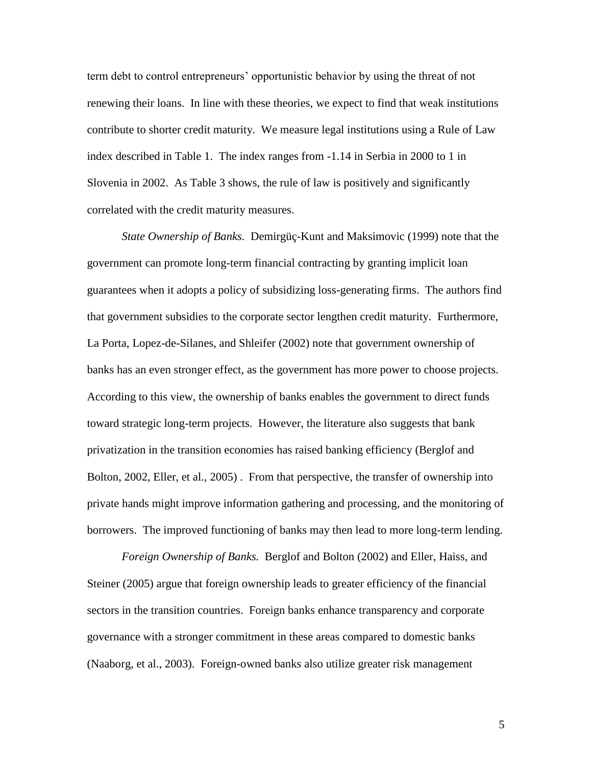term debt to control entrepreneurs' opportunistic behavior by using the threat of not renewing their loans. In line with these theories, we expect to find that weak institutions contribute to shorter credit maturity. We measure legal institutions using a Rule of Law index described in Table 1. The index ranges from -1.14 in Serbia in 2000 to 1 in Slovenia in 2002. As Table 3 shows, the rule of law is positively and significantly correlated with the credit maturity measures.

*State Ownership of Banks.* Demirgüç-Kunt and Maksimovic (1999) note that the government can promote long-term financial contracting by granting implicit loan guarantees when it adopts a policy of subsidizing loss-generating firms. The authors find that government subsidies to the corporate sector lengthen credit maturity. Furthermore, La Porta, Lopez-de-Silanes, and Shleifer (2002) note that government ownership of banks has an even stronger effect, as the government has more power to choose projects. According to this view, the ownership of banks enables the government to direct funds toward strategic long-term projects. However, the literature also suggests that bank privatization in the transition economies has raised banking efficiency (Berglof and Bolton, 2002, Eller, et al., 2005) . From that perspective, the transfer of ownership into private hands might improve information gathering and processing, and the monitoring of borrowers. The improved functioning of banks may then lead to more long-term lending.

*Foreign Ownership of Banks.* Berglof and Bolton (2002) and Eller, Haiss, and Steiner (2005) argue that foreign ownership leads to greater efficiency of the financial sectors in the transition countries. Foreign banks enhance transparency and corporate governance with a stronger commitment in these areas compared to domestic banks (Naaborg, et al., 2003). Foreign-owned banks also utilize greater risk management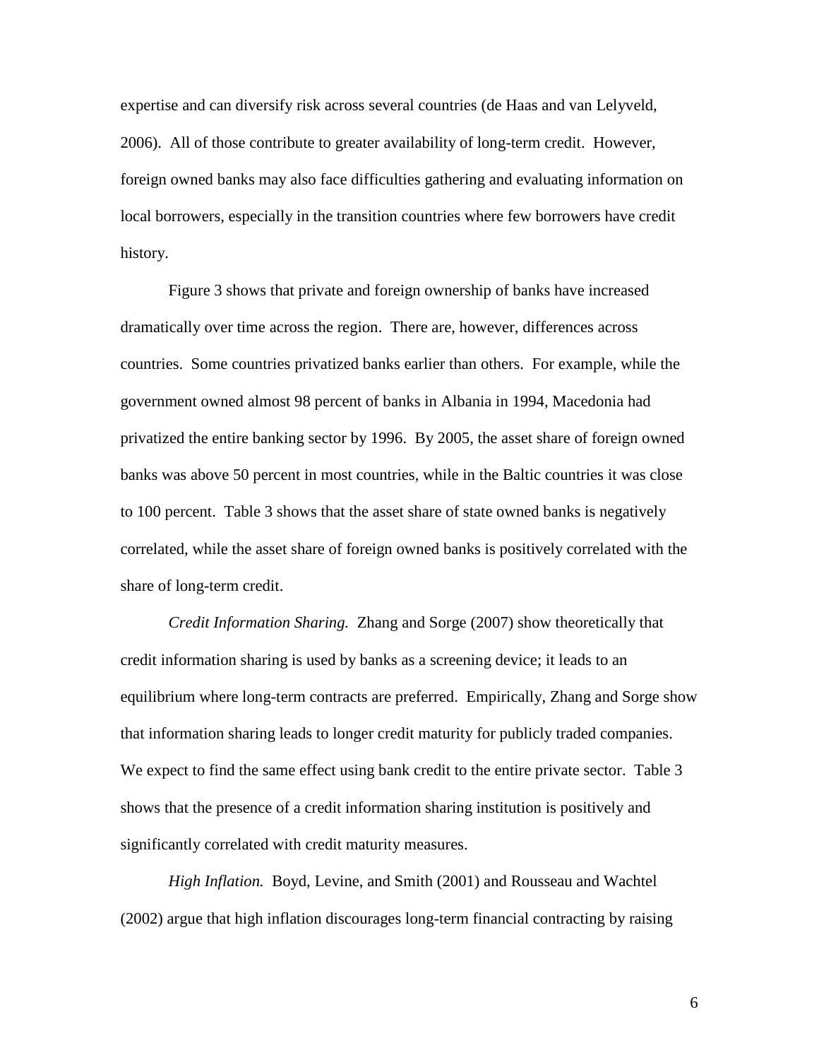expertise and can diversify risk across several countries (de Haas and van Lelyveld, 2006). All of those contribute to greater availability of long-term credit. However, foreign owned banks may also face difficulties gathering and evaluating information on local borrowers, especially in the transition countries where few borrowers have credit history.

Figure 3 shows that private and foreign ownership of banks have increased dramatically over time across the region. There are, however, differences across countries. Some countries privatized banks earlier than others. For example, while the government owned almost 98 percent of banks in Albania in 1994, Macedonia had privatized the entire banking sector by 1996. By 2005, the asset share of foreign owned banks was above 50 percent in most countries, while in the Baltic countries it was close to 100 percent. Table 3 shows that the asset share of state owned banks is negatively correlated, while the asset share of foreign owned banks is positively correlated with the share of long-term credit.

*Credit Information Sharing.* Zhang and Sorge (2007) show theoretically that credit information sharing is used by banks as a screening device; it leads to an equilibrium where long-term contracts are preferred. Empirically, Zhang and Sorge show that information sharing leads to longer credit maturity for publicly traded companies. We expect to find the same effect using bank credit to the entire private sector. Table 3 shows that the presence of a credit information sharing institution is positively and significantly correlated with credit maturity measures.

*High Inflation.* Boyd, Levine, and Smith (2001) and Rousseau and Wachtel (2002) argue that high inflation discourages long-term financial contracting by raising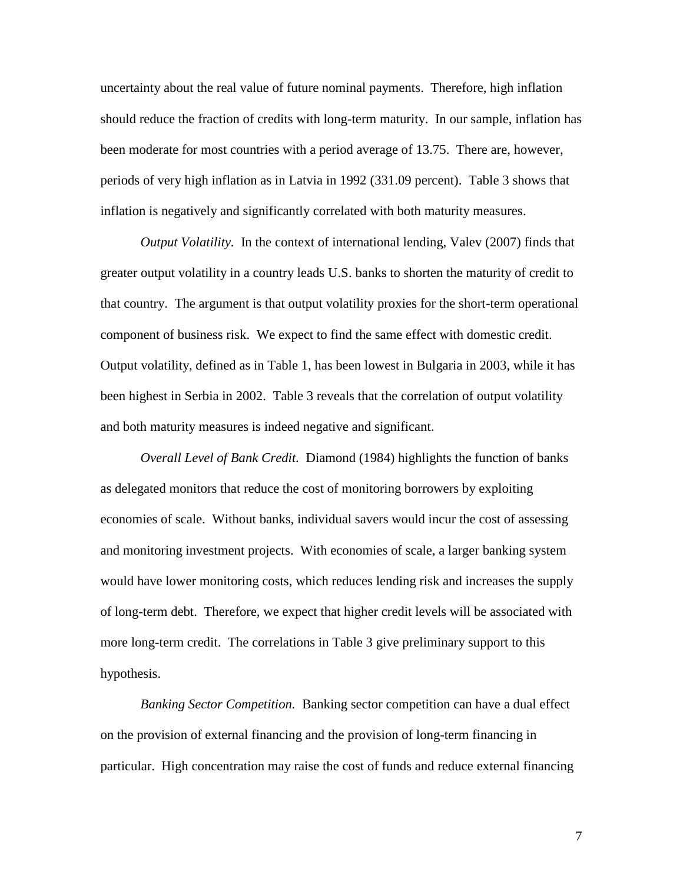uncertainty about the real value of future nominal payments. Therefore, high inflation should reduce the fraction of credits with long-term maturity. In our sample, inflation has been moderate for most countries with a period average of 13.75. There are, however, periods of very high inflation as in Latvia in 1992 (331.09 percent). Table 3 shows that inflation is negatively and significantly correlated with both maturity measures.

*Output Volatility.* In the context of international lending, Valev (2007) finds that greater output volatility in a country leads U.S. banks to shorten the maturity of credit to that country. The argument is that output volatility proxies for the short-term operational component of business risk. We expect to find the same effect with domestic credit. Output volatility, defined as in Table 1, has been lowest in Bulgaria in 2003, while it has been highest in Serbia in 2002. Table 3 reveals that the correlation of output volatility and both maturity measures is indeed negative and significant.

*Overall Level of Bank Credit.* Diamond (1984) highlights the function of banks as delegated monitors that reduce the cost of monitoring borrowers by exploiting economies of scale. Without banks, individual savers would incur the cost of assessing and monitoring investment projects. With economies of scale, a larger banking system would have lower monitoring costs, which reduces lending risk and increases the supply of long-term debt. Therefore, we expect that higher credit levels will be associated with more long-term credit. The correlations in Table 3 give preliminary support to this hypothesis.

*Banking Sector Competition.* Banking sector competition can have a dual effect on the provision of external financing and the provision of long-term financing in particular. High concentration may raise the cost of funds and reduce external financing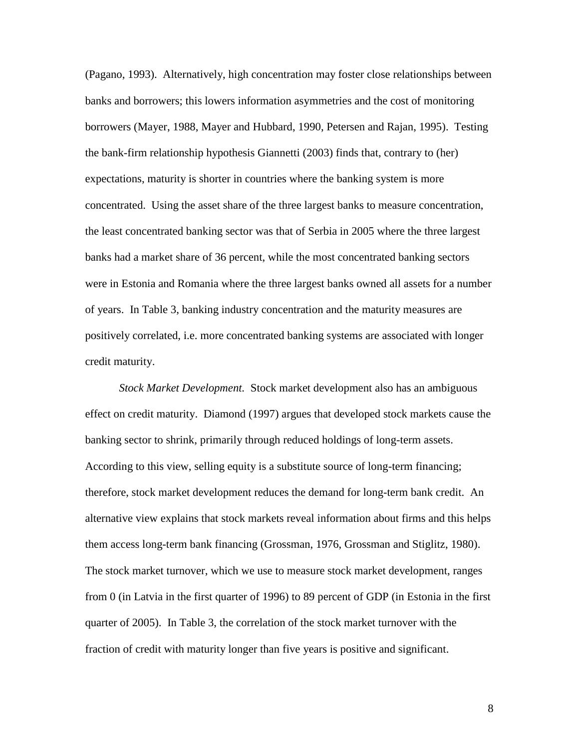(Pagano, 1993). Alternatively, high concentration may foster close relationships between banks and borrowers; this lowers information asymmetries and the cost of monitoring borrowers (Mayer, 1988, Mayer and Hubbard, 1990, Petersen and Rajan, 1995). Testing the bank-firm relationship hypothesis Giannetti (2003) finds that, contrary to (her) expectations, maturity is shorter in countries where the banking system is more concentrated. Using the asset share of the three largest banks to measure concentration, the least concentrated banking sector was that of Serbia in 2005 where the three largest banks had a market share of 36 percent, while the most concentrated banking sectors were in Estonia and Romania where the three largest banks owned all assets for a number of years. In Table 3, banking industry concentration and the maturity measures are positively correlated, i.e. more concentrated banking systems are associated with longer credit maturity.

*Stock Market Development.* Stock market development also has an ambiguous effect on credit maturity. Diamond (1997) argues that developed stock markets cause the banking sector to shrink, primarily through reduced holdings of long-term assets. According to this view, selling equity is a substitute source of long-term financing; therefore, stock market development reduces the demand for long-term bank credit. An alternative view explains that stock markets reveal information about firms and this helps them access long-term bank financing (Grossman, 1976, Grossman and Stiglitz, 1980). The stock market turnover, which we use to measure stock market development, ranges from 0 (in Latvia in the first quarter of 1996) to 89 percent of GDP (in Estonia in the first quarter of 2005). In Table 3, the correlation of the stock market turnover with the fraction of credit with maturity longer than five years is positive and significant.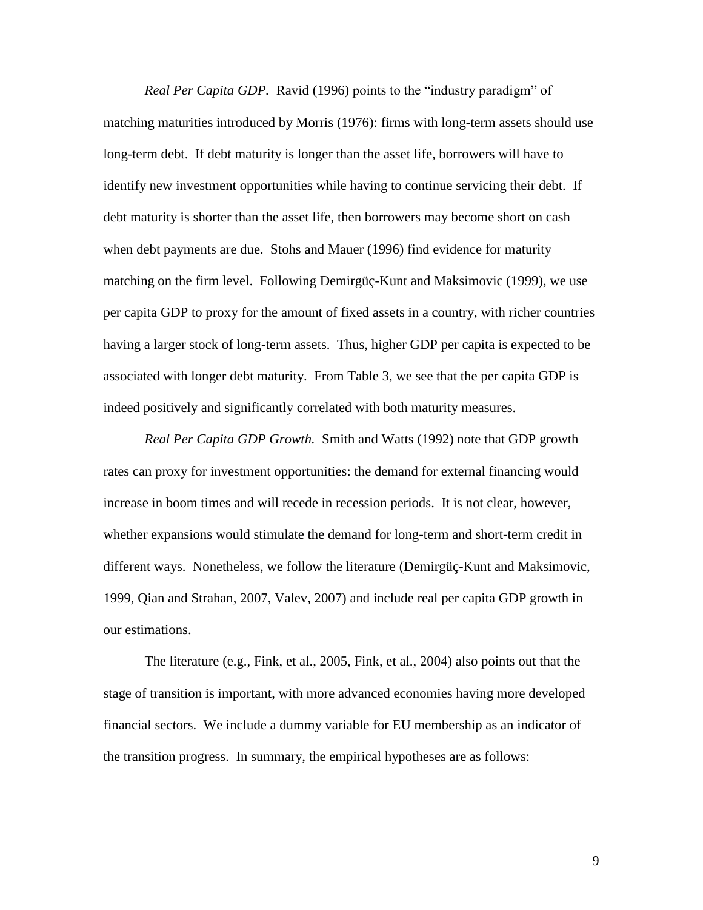*Real Per Capita GDP.* Ravid (1996) points to the "industry paradigm" of matching maturities introduced by Morris (1976): firms with long-term assets should use long-term debt. If debt maturity is longer than the asset life, borrowers will have to identify new investment opportunities while having to continue servicing their debt. If debt maturity is shorter than the asset life, then borrowers may become short on cash when debt payments are due. Stohs and Mauer (1996) find evidence for maturity matching on the firm level. Following Demirgüç-Kunt and Maksimovic (1999), we use per capita GDP to proxy for the amount of fixed assets in a country, with richer countries having a larger stock of long-term assets. Thus, higher GDP per capita is expected to be associated with longer debt maturity. From Table 3, we see that the per capita GDP is indeed positively and significantly correlated with both maturity measures.

*Real Per Capita GDP Growth.* Smith and Watts (1992) note that GDP growth rates can proxy for investment opportunities: the demand for external financing would increase in boom times and will recede in recession periods. It is not clear, however, whether expansions would stimulate the demand for long-term and short-term credit in different ways. Nonetheless, we follow the literature (Demirgüç-Kunt and Maksimovic, 1999, Qian and Strahan, 2007, Valev, 2007) and include real per capita GDP growth in our estimations.

The literature (e.g., Fink, et al., 2005, Fink, et al., 2004) also points out that the stage of transition is important, with more advanced economies having more developed financial sectors. We include a dummy variable for EU membership as an indicator of the transition progress. In summary, the empirical hypotheses are as follows: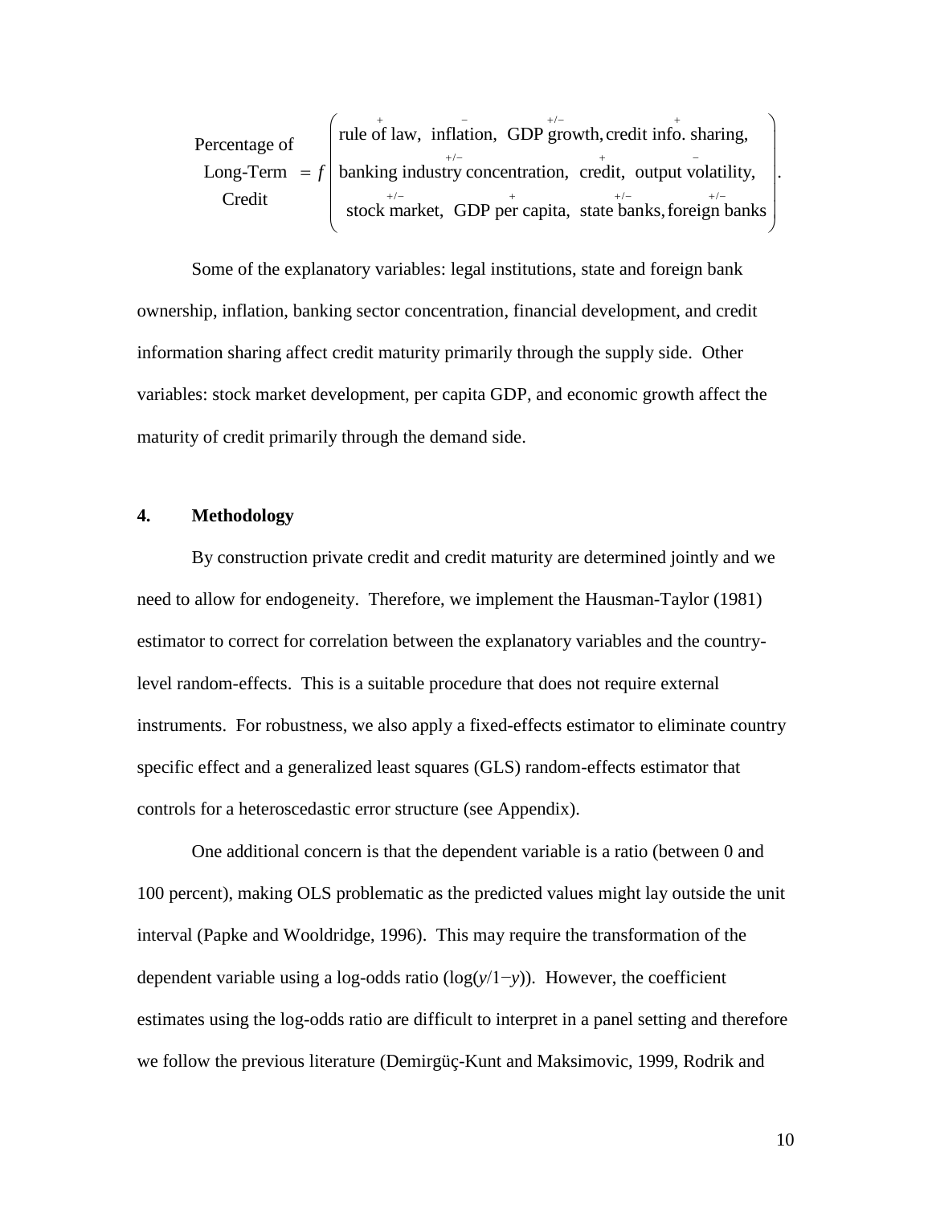$$
\begin{array}{c}\text{Percentage of}\\ \text{Long-Term}\\ \text{Credit}\end{array} = f\left(\begin{array}{c}\overset{+}{\text{rule of law}},\ \overset{-}{\text{inflation}},\ \overset{+/-}{\text{GDP growth}}, \overset{+}{\text{credit info. sharing}},\\ \overset{+/-}{\text{banking industry concentration}},\ \overset{+}{\text{credit}},\ \overset{-}{\text{output volatility}},\\ \overset{+/-}{\text{stock market}},\ \overset{+}{\text{GDP per capita}},\ \overset{+/-}{\text{state banks}}, \overset{+/-}{\text{foreign banks}}\end{array}\right).
$$

Some of the explanatory variables: legal institutions, state and foreign bank ownership, inflation, banking sector concentration, financial development, and credit information sharing affect credit maturity primarily through the supply side. Other variables: stock market development, per capita GDP, and economic growth affect the maturity of credit primarily through the demand side.

## 4. Methodology

By construction private credit and credit maturity are determined jointly and we need to allow for endogeneity. Therefore, we implement the Hausman-Taylor (1981) estimator to correct for correlation between the explanatory variables and the country-level random-effects. This is a suitable procedure that does not require external instruments. For robustness, we also apply a fixed-effects estimator to eliminate country specific effect and a generalized least squares (GLS) random-effects estimator that controls for a heteroscedastic error structure (see Appendix).

One additional concern is that the dependent variable is a ratio (between 0 and 100 percent), making OLS problematic as the predicted values might lay outside the unit interval (Papke and Wooldridge, 1996). This may require the transformation of the dependent variable using a log-odds ratio ($\log(y/1-y)$). However, the coefficient estimates using the log-odds ratio are difficult to interpret in a panel setting and therefore we follow the previous literature (Demirgüç-Kunt and Maksimovic, 1999, Rodrik and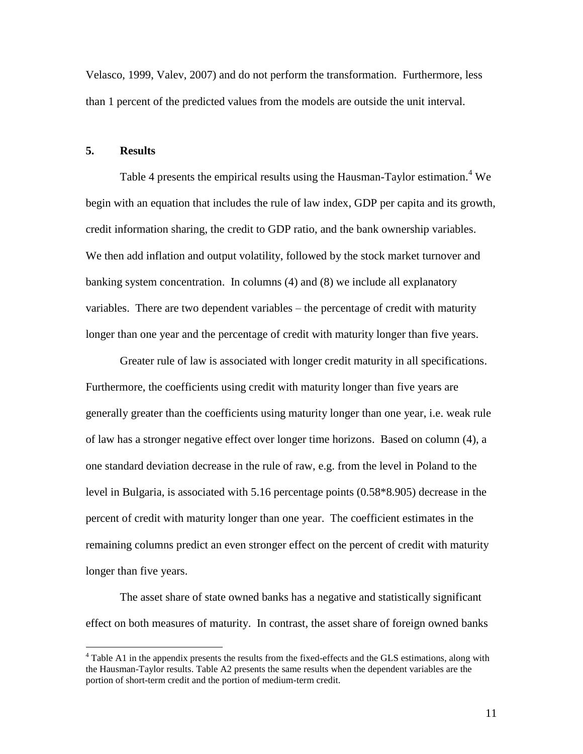Velasco, 1999, Valev, 2007) and do not perform the transformation. Furthermore, less than 1 percent of the predicted values from the models are outside the unit interval.

## 5. Results

Table 4 presents the empirical results using the Hausman-Taylor estimation.[4] We begin with an equation that includes the rule of law index, GDP per capita and its growth, credit information sharing, the credit to GDP ratio, and the bank ownership variables. We then add inflation and output volatility, followed by the stock market turnover and banking system concentration. In columns (4) and (8) we include all explanatory variables. There are two dependent variables – the percentage of credit with maturity longer than one year and the percentage of credit with maturity longer than five years.

Greater rule of law is associated with longer credit maturity in all specifications. Furthermore, the coefficients using credit with maturity longer than five years are generally greater than the coefficients using maturity longer than one year, i.e. weak rule of law has a stronger negative effect over longer time horizons. Based on column (4), a one standard deviation decrease in the rule of raw, e.g. from the level in Poland to the level in Bulgaria, is associated with 5.16 percentage points (0.58*8.905) decrease in the percent of credit with maturity longer than one year. The coefficient estimates in the remaining columns predict an even stronger effect on the percent of credit with maturity longer than five years.

The asset share of state owned banks has a negative and statistically significant effect on both measures of maturity. In contrast, the asset share of foreign owned banks

[4] Table A1 in the appendix presents the results from the fixed-effects and the GLS estimations, along with the Hausman-Taylor results. Table A2 presents the same results when the dependent variables are the portion of short-term credit and the portion of medium-term credit.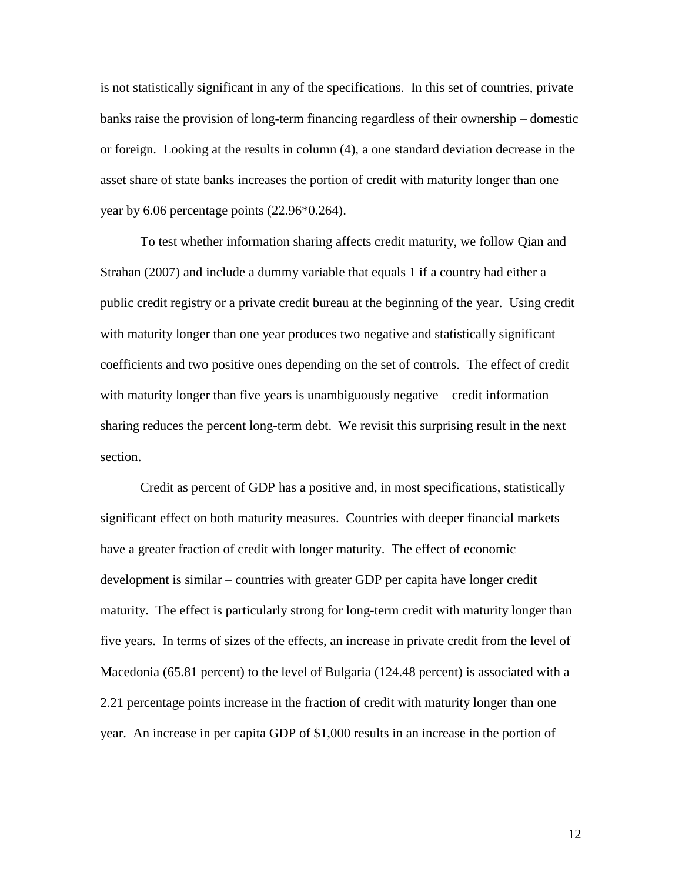is not statistically significant in any of the specifications. In this set of countries, private banks raise the provision of long-term financing regardless of their ownership – domestic or foreign. Looking at the results in column (4), a one standard deviation decrease in the asset share of state banks increases the portion of credit with maturity longer than one year by 6.06 percentage points (22.96*0.264).

To test whether information sharing affects credit maturity, we follow Qian and Strahan (2007) and include a dummy variable that equals 1 if a country had either a public credit registry or a private credit bureau at the beginning of the year. Using credit with maturity longer than one year produces two negative and statistically significant coefficients and two positive ones depending on the set of controls. The effect of credit with maturity longer than five years is unambiguously negative – credit information sharing reduces the percent long-term debt. We revisit this surprising result in the next section.

Credit as percent of GDP has a positive and, in most specifications, statistically significant effect on both maturity measures. Countries with deeper financial markets have a greater fraction of credit with longer maturity. The effect of economic development is similar – countries with greater GDP per capita have longer credit maturity. The effect is particularly strong for long-term credit with maturity longer than five years. In terms of sizes of the effects, an increase in private credit from the level of Macedonia (65.81 percent) to the level of Bulgaria (124.48 percent) is associated with a 2.21 percentage points increase in the fraction of credit with maturity longer than one year. An increase in per capita GDP of $1,000 results in an increase in the portion of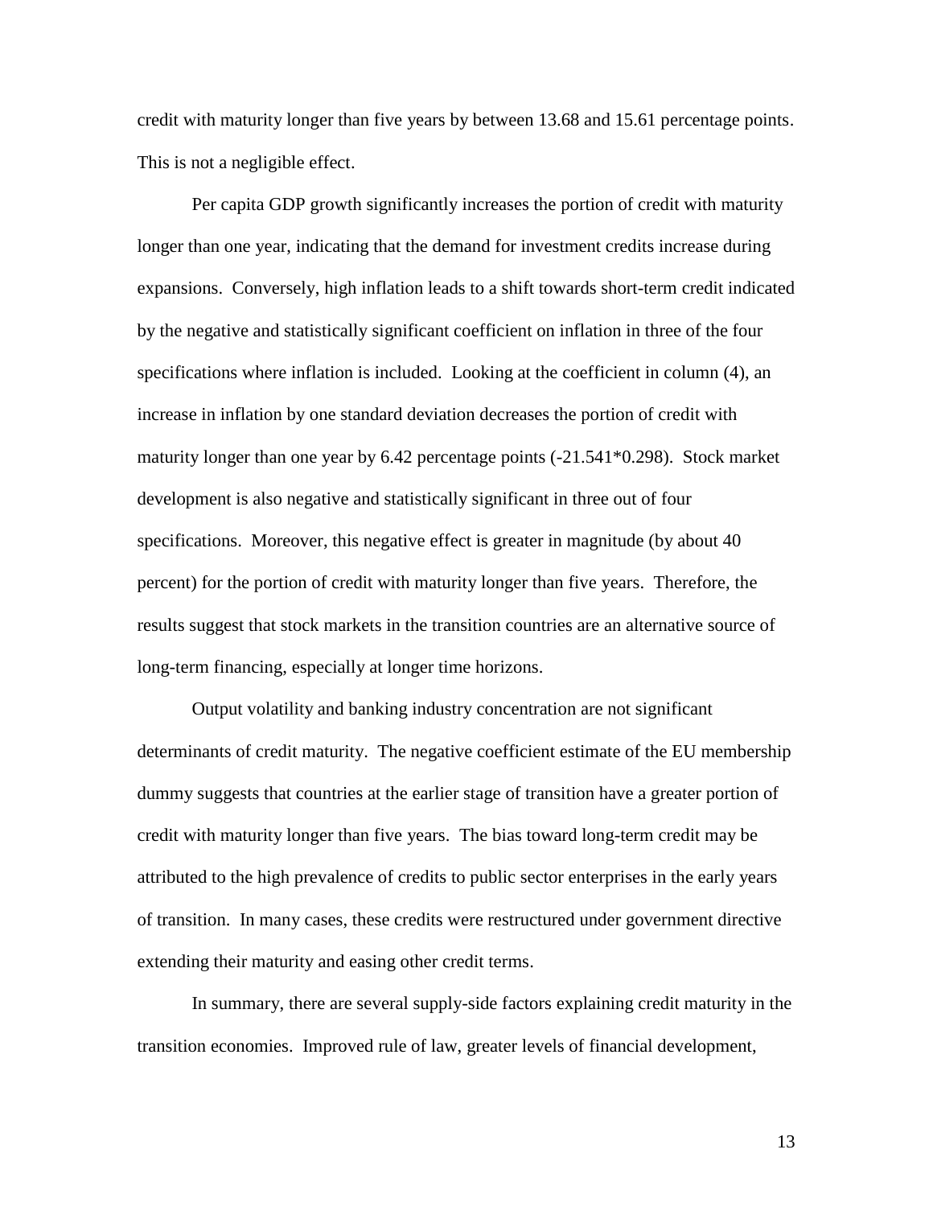credit with maturity longer than five years by between 13.68 and 15.61 percentage points. This is not a negligible effect.

Per capita GDP growth significantly increases the portion of credit with maturity longer than one year, indicating that the demand for investment credits increase during expansions. Conversely, high inflation leads to a shift towards short-term credit indicated by the negative and statistically significant coefficient on inflation in three of the four specifications where inflation is included. Looking at the coefficient in column (4), an increase in inflation by one standard deviation decreases the portion of credit with maturity longer than one year by 6.42 percentage points (-21.541*0.298). Stock market development is also negative and statistically significant in three out of four specifications. Moreover, this negative effect is greater in magnitude (by about 40 percent) for the portion of credit with maturity longer than five years. Therefore, the results suggest that stock markets in the transition countries are an alternative source of long-term financing, especially at longer time horizons.

Output volatility and banking industry concentration are not significant determinants of credit maturity. The negative coefficient estimate of the EU membership dummy suggests that countries at the earlier stage of transition have a greater portion of credit with maturity longer than five years. The bias toward long-term credit may be attributed to the high prevalence of credits to public sector enterprises in the early years of transition. In many cases, these credits were restructured under government directive extending their maturity and easing other credit terms.

In summary, there are several supply-side factors explaining credit maturity in the transition economies. Improved rule of law, greater levels of financial development,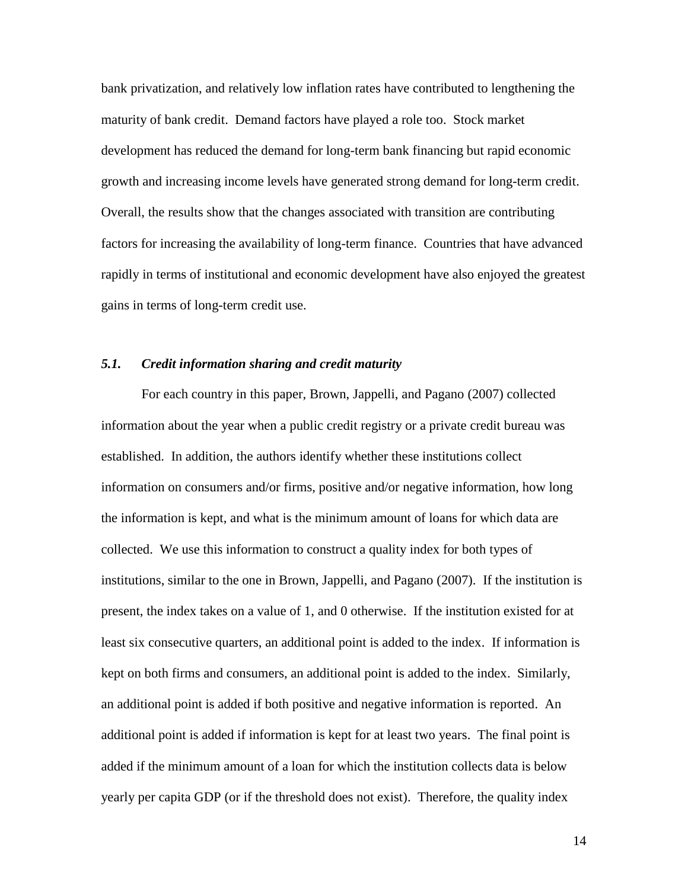bank privatization, and relatively low inflation rates have contributed to lengthening the maturity of bank credit. Demand factors have played a role too. Stock market development has reduced the demand for long-term bank financing but rapid economic growth and increasing income levels have generated strong demand for long-term credit. Overall, the results show that the changes associated with transition are contributing factors for increasing the availability of long-term finance. Countries that have advanced rapidly in terms of institutional and economic development have also enjoyed the greatest gains in terms of long-term credit use.

### *5.1. Credit information sharing and credit maturity*

For each country in this paper, Brown, Jappelli, and Pagano (2007) collected information about the year when a public credit registry or a private credit bureau was established. In addition, the authors identify whether these institutions collect information on consumers and/or firms, positive and/or negative information, how long the information is kept, and what is the minimum amount of loans for which data are collected. We use this information to construct a quality index for both types of institutions, similar to the one in Brown, Jappelli, and Pagano (2007). If the institution is present, the index takes on a value of 1, and 0 otherwise. If the institution existed for at least six consecutive quarters, an additional point is added to the index. If information is kept on both firms and consumers, an additional point is added to the index. Similarly, an additional point is added if both positive and negative information is reported. An additional point is added if information is kept for at least two years. The final point is added if the minimum amount of a loan for which the institution collects data is below yearly per capita GDP (or if the threshold does not exist). Therefore, the quality index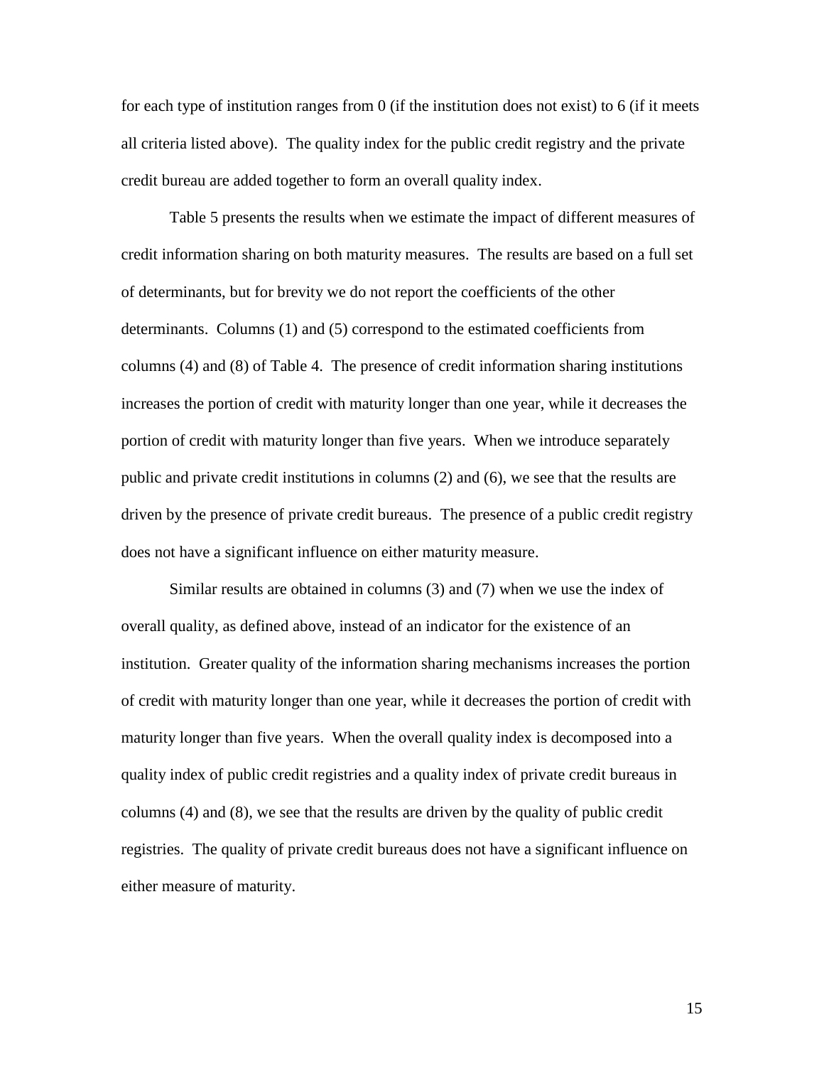for each type of institution ranges from 0 (if the institution does not exist) to 6 (if it meets all criteria listed above). The quality index for the public credit registry and the private credit bureau are added together to form an overall quality index.

Table 5 presents the results when we estimate the impact of different measures of credit information sharing on both maturity measures. The results are based on a full set of determinants, but for brevity we do not report the coefficients of the other determinants. Columns (1) and (5) correspond to the estimated coefficients from columns (4) and (8) of Table 4. The presence of credit information sharing institutions increases the portion of credit with maturity longer than one year, while it decreases the portion of credit with maturity longer than five years. When we introduce separately public and private credit institutions in columns (2) and (6), we see that the results are driven by the presence of private credit bureaus. The presence of a public credit registry does not have a significant influence on either maturity measure.

Similar results are obtained in columns (3) and (7) when we use the index of overall quality, as defined above, instead of an indicator for the existence of an institution. Greater quality of the information sharing mechanisms increases the portion of credit with maturity longer than one year, while it decreases the portion of credit with maturity longer than five years. When the overall quality index is decomposed into a quality index of public credit registries and a quality index of private credit bureaus in columns (4) and (8), we see that the results are driven by the quality of public credit registries. The quality of private credit bureaus does not have a significant influence on either measure of maturity.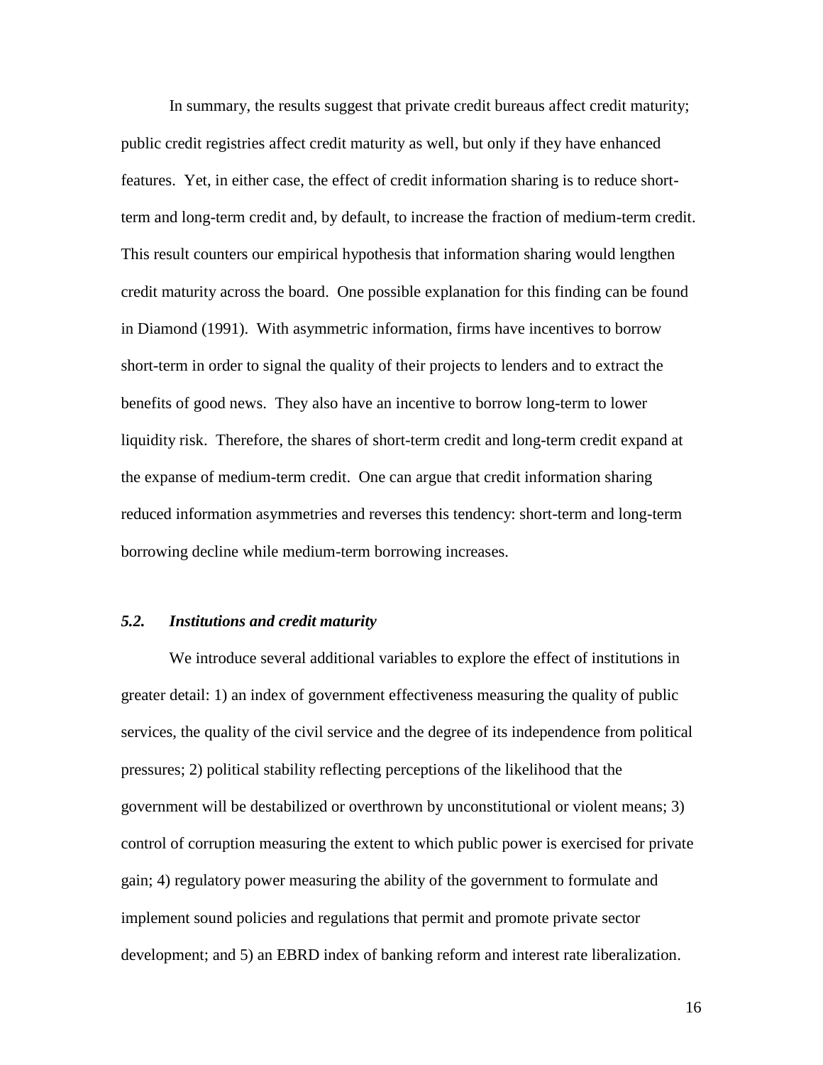In summary, the results suggest that private credit bureaus affect credit maturity; public credit registries affect credit maturity as well, but only if they have enhanced features. Yet, in either case, the effect of credit information sharing is to reduce short-term and long-term credit and, by default, to increase the fraction of medium-term credit. This result counters our empirical hypothesis that information sharing would lengthen credit maturity across the board. One possible explanation for this finding can be found in Diamond (1991). With asymmetric information, firms have incentives to borrow short-term in order to signal the quality of their projects to lenders and to extract the benefits of good news. They also have an incentive to borrow long-term to lower liquidity risk. Therefore, the shares of short-term credit and long-term credit expand at the expanse of medium-term credit. One can argue that credit information sharing reduced information asymmetries and reverses this tendency: short-term and long-term borrowing decline while medium-term borrowing increases.

### *5.2. Institutions and credit maturity*

We introduce several additional variables to explore the effect of institutions in greater detail: 1) an index of government effectiveness measuring the quality of public services, the quality of the civil service and the degree of its independence from political pressures; 2) political stability reflecting perceptions of the likelihood that the government will be destabilized or overthrown by unconstitutional or violent means; 3) control of corruption measuring the extent to which public power is exercised for private gain; 4) regulatory power measuring the ability of the government to formulate and implement sound policies and regulations that permit and promote private sector development; and 5) an EBRD index of banking reform and interest rate liberalization.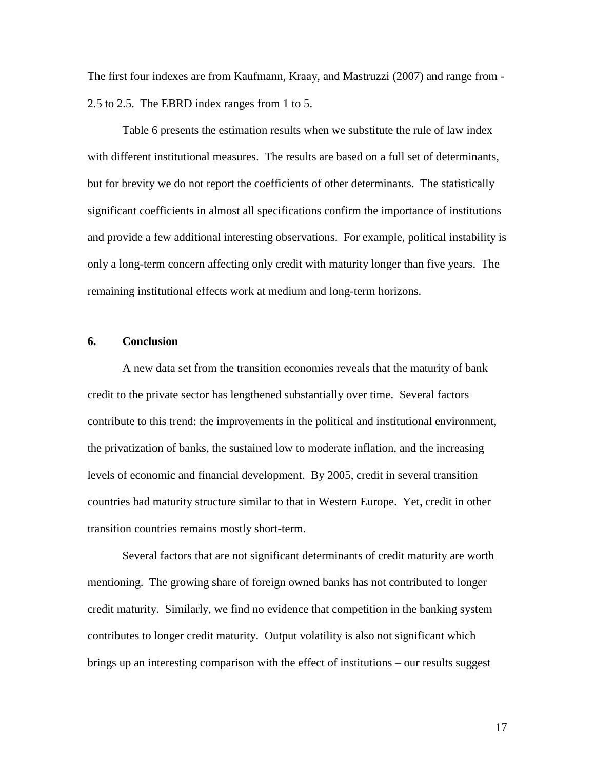The first four indexes are from Kaufmann, Kraay, and Mastruzzi (2007) and range from -2.5 to 2.5. The EBRD index ranges from 1 to 5.

Table 6 presents the estimation results when we substitute the rule of law index with different institutional measures. The results are based on a full set of determinants, but for brevity we do not report the coefficients of other determinants. The statistically significant coefficients in almost all specifications confirm the importance of institutions and provide a few additional interesting observations. For example, political instability is only a long-term concern affecting only credit with maturity longer than five years. The remaining institutional effects work at medium and long-term horizons.

## 6. Conclusion

A new data set from the transition economies reveals that the maturity of bank credit to the private sector has lengthened substantially over time. Several factors contribute to this trend: the improvements in the political and institutional environment, the privatization of banks, the sustained low to moderate inflation, and the increasing levels of economic and financial development. By 2005, credit in several transition countries had maturity structure similar to that in Western Europe. Yet, credit in other transition countries remains mostly short-term.

Several factors that are not significant determinants of credit maturity are worth mentioning. The growing share of foreign owned banks has not contributed to longer credit maturity. Similarly, we find no evidence that competition in the banking system contributes to longer credit maturity. Output volatility is also not significant which brings up an interesting comparison with the effect of institutions – our results suggest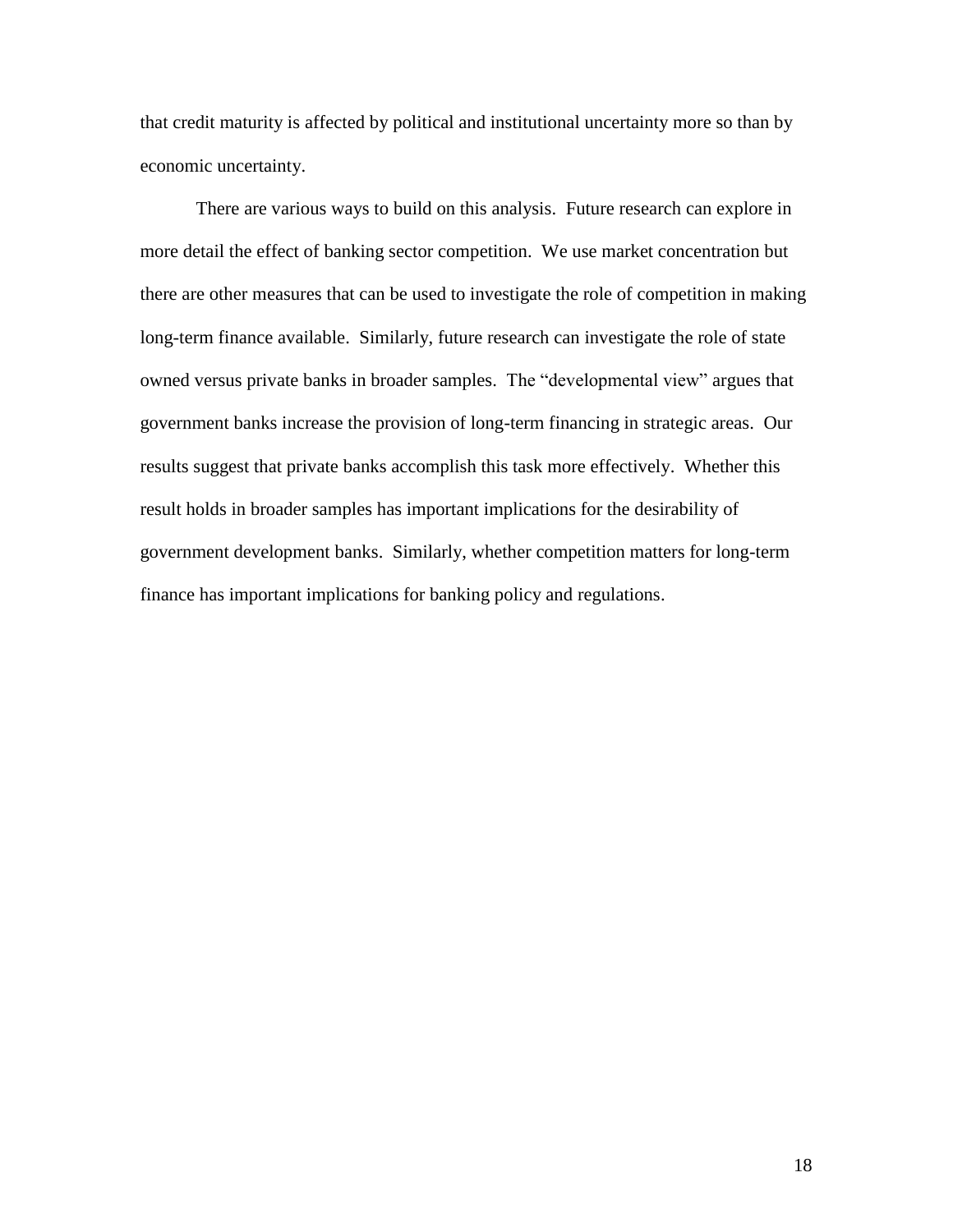that credit maturity is affected by political and institutional uncertainty more so than by economic uncertainty.

There are various ways to build on this analysis. Future research can explore in more detail the effect of banking sector competition. We use market concentration but there are other measures that can be used to investigate the role of competition in making long-term finance available. Similarly, future research can investigate the role of state owned versus private banks in broader samples. The "developmental view" argues that government banks increase the provision of long-term financing in strategic areas. Our results suggest that private banks accomplish this task more effectively. Whether this result holds in broader samples has important implications for the desirability of government development banks. Similarly, whether competition matters for long-term finance has important implications for banking policy and regulations.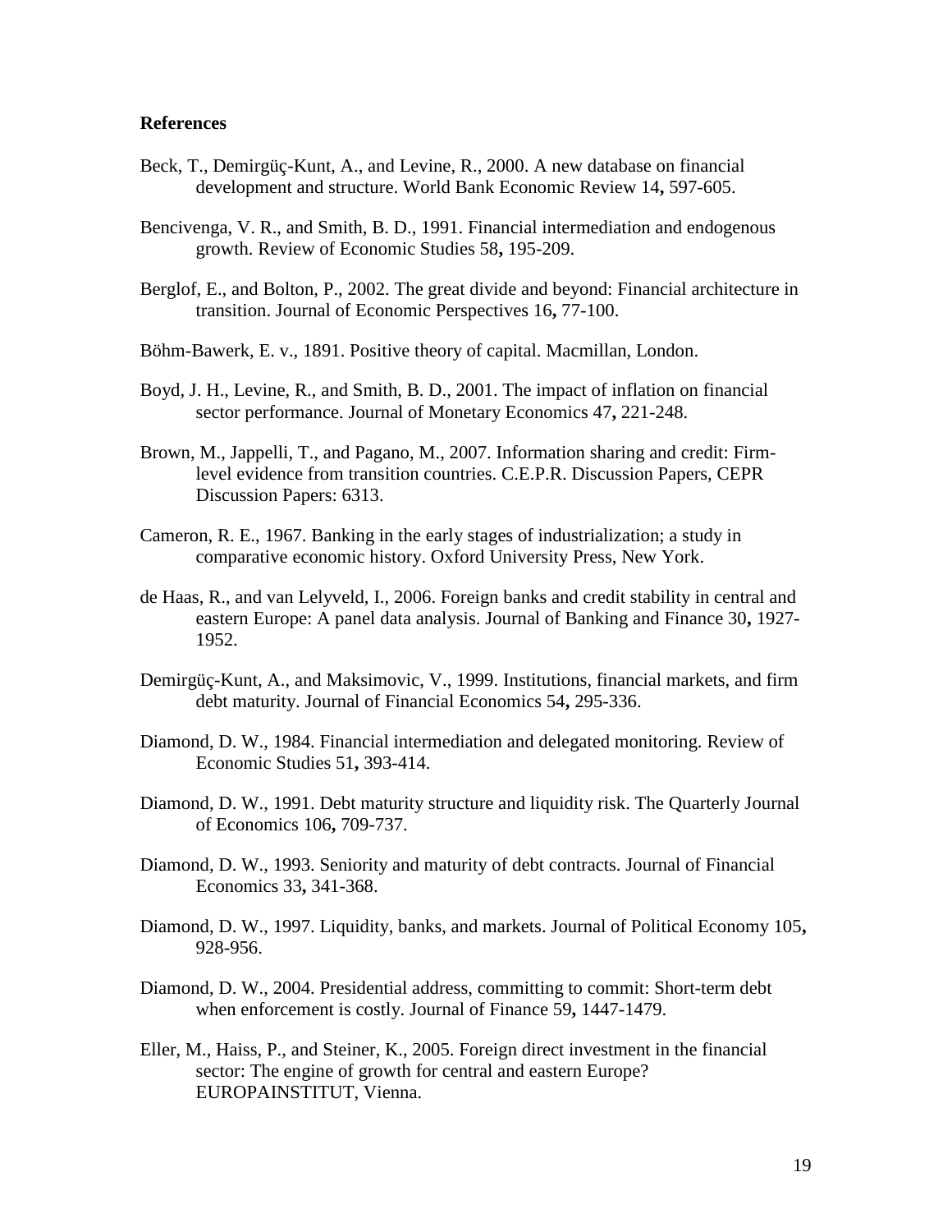## References

Beck, T., Demirgüç-Kunt, A., and Levine, R., 2000. A new database on financial development and structure. World Bank Economic Review 14**,** 597-605.

Bencivenga, V. R., and Smith, B. D., 1991. Financial intermediation and endogenous growth. Review of Economic Studies 58**,** 195-209.

Berglof, E., and Bolton, P., 2002. The great divide and beyond: Financial architecture in transition. Journal of Economic Perspectives 16**,** 77-100.

Böhm-Bawerk, E. v., 1891. Positive theory of capital. Macmillan, London.

Boyd, J. H., Levine, R., and Smith, B. D., 2001. The impact of inflation on financial sector performance. Journal of Monetary Economics 47**,** 221-248.

Brown, M., Jappelli, T., and Pagano, M., 2007. Information sharing and credit: Firm-level evidence from transition countries. C.E.P.R. Discussion Papers, CEPR Discussion Papers: 6313.

Cameron, R. E., 1967. Banking in the early stages of industrialization; a study in comparative economic history. Oxford University Press, New York.

de Haas, R., and van Lelyveld, I., 2006. Foreign banks and credit stability in central and eastern Europe: A panel data analysis. Journal of Banking and Finance 30**,** 1927-1952.

Demirgüç-Kunt, A., and Maksimovic, V., 1999. Institutions, financial markets, and firm debt maturity. Journal of Financial Economics 54**,** 295-336.

Diamond, D. W., 1984. Financial intermediation and delegated monitoring. Review of Economic Studies 51**,** 393-414.

Diamond, D. W., 1991. Debt maturity structure and liquidity risk. The Quarterly Journal of Economics 106**,** 709-737.

Diamond, D. W., 1993. Seniority and maturity of debt contracts. Journal of Financial Economics 33**,** 341-368.

Diamond, D. W., 1997. Liquidity, banks, and markets. Journal of Political Economy 105**,** 928-956.

Diamond, D. W., 2004. Presidential address, committing to commit: Short-term debt when enforcement is costly. Journal of Finance 59**,** 1447-1479.

Eller, M., Haiss, P., and Steiner, K., 2005. Foreign direct investment in the financial sector: The engine of growth for central and eastern Europe? EUROPAINSTITUT, Vienna.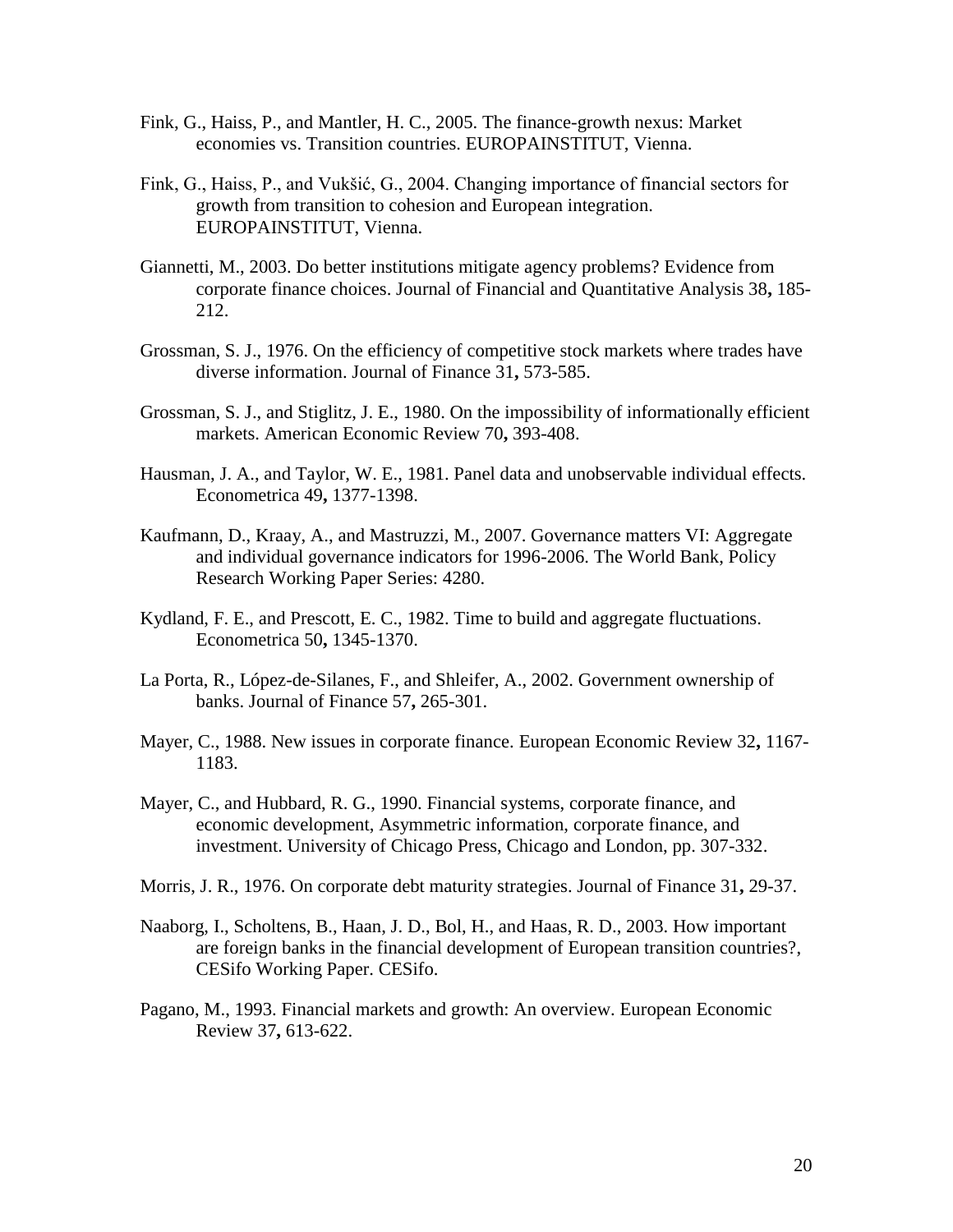Fink, G., Haiss, P., and Mantler, H. C., 2005. The finance-growth nexus: Market economies vs. Transition countries. EUROPAINSTITUT, Vienna.

Fink, G., Haiss, P., and Vukšić, G., 2004. Changing importance of financial sectors for growth from transition to cohesion and European integration. EUROPAINSTITUT, Vienna.

Giannetti, M., 2003. Do better institutions mitigate agency problems? Evidence from corporate finance choices. Journal of Financial and Quantitative Analysis 38**,** 185-212.

Grossman, S. J., 1976. On the efficiency of competitive stock markets where trades have diverse information. Journal of Finance 31**,** 573-585.

Grossman, S. J., and Stiglitz, J. E., 1980. On the impossibility of informationally efficient markets. American Economic Review 70**,** 393-408.

Hausman, J. A., and Taylor, W. E., 1981. Panel data and unobservable individual effects. Econometrica 49**,** 1377-1398.

Kaufmann, D., Kraay, A., and Mastruzzi, M., 2007. Governance matters VI: Aggregate and individual governance indicators for 1996-2006. The World Bank, Policy Research Working Paper Series: 4280.

Kydland, F. E., and Prescott, E. C., 1982. Time to build and aggregate fluctuations. Econometrica 50**,** 1345-1370.

La Porta, R., López-de-Silanes, F., and Shleifer, A., 2002. Government ownership of banks. Journal of Finance 57**,** 265-301.

Mayer, C., 1988. New issues in corporate finance. European Economic Review 32**,** 1167-1183.

Mayer, C., and Hubbard, R. G., 1990. Financial systems, corporate finance, and economic development, Asymmetric information, corporate finance, and investment. University of Chicago Press, Chicago and London, pp. 307-332.

Morris, J. R., 1976. On corporate debt maturity strategies. Journal of Finance 31**,** 29-37.

Naaborg, I., Scholtens, B., Haan, J. D., Bol, H., and Haas, R. D., 2003. How important are foreign banks in the financial development of European transition countries?, CESifo Working Paper. CESifo.

Pagano, M., 1993. Financial markets and growth: An overview. European Economic Review 37**,** 613-622.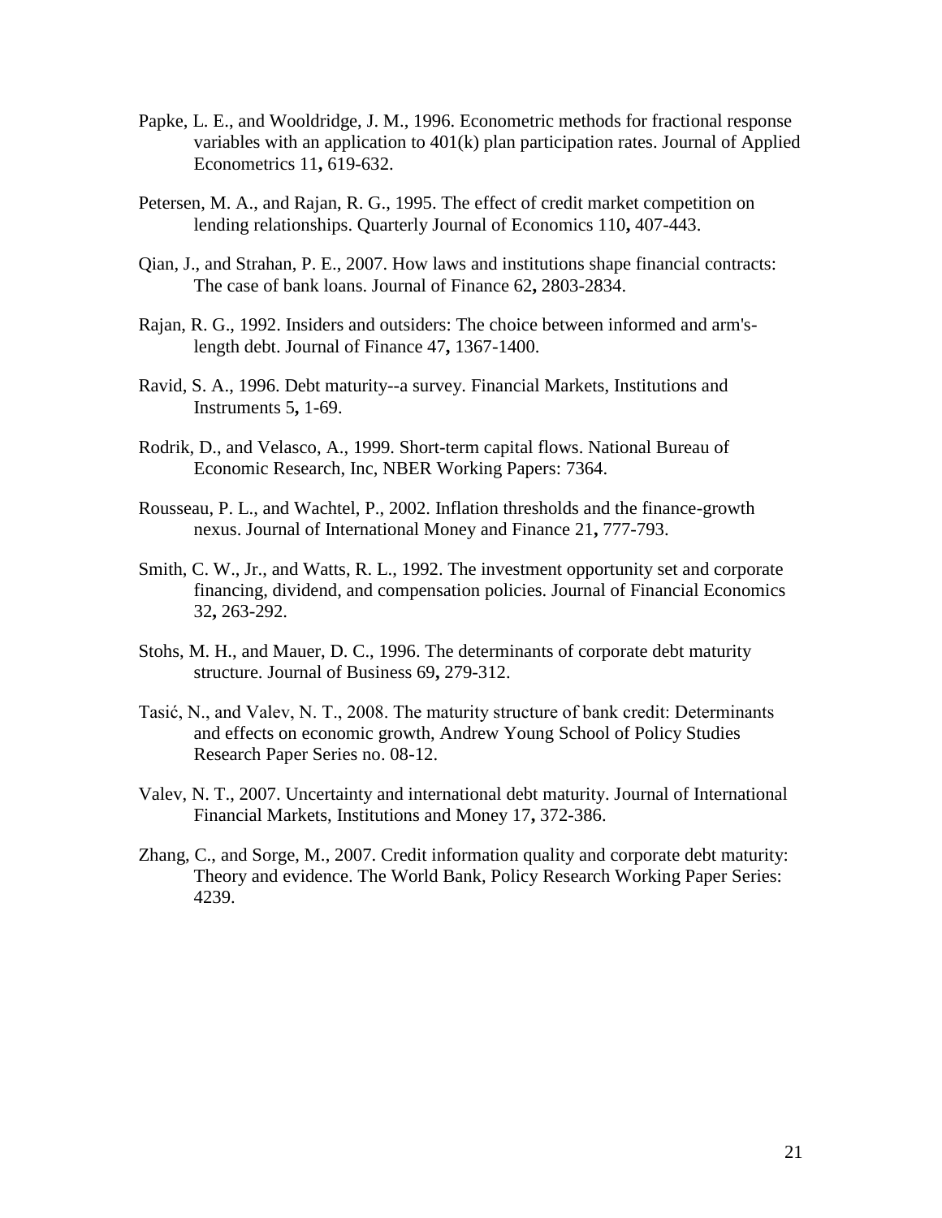Papke, L. E., and Wooldridge, J. M., 1996. Econometric methods for fractional response variables with an application to 401(k) plan participation rates. Journal of Applied Econometrics 11**,** 619-632.

Petersen, M. A., and Rajan, R. G., 1995. The effect of credit market competition on lending relationships. Quarterly Journal of Economics 110**,** 407-443.

Qian, J., and Strahan, P. E., 2007. How laws and institutions shape financial contracts: The case of bank loans. Journal of Finance 62**,** 2803-2834.

Rajan, R. G., 1992. Insiders and outsiders: The choice between informed and arm's-length debt. Journal of Finance 47**,** 1367-1400.

Ravid, S. A., 1996. Debt maturity--a survey. Financial Markets, Institutions and Instruments 5**,** 1-69.

Rodrik, D., and Velasco, A., 1999. Short-term capital flows. National Bureau of Economic Research, Inc, NBER Working Papers: 7364.

Rousseau, P. L., and Wachtel, P., 2002. Inflation thresholds and the finance-growth nexus. Journal of International Money and Finance 21**,** 777-793.

Smith, C. W., Jr., and Watts, R. L., 1992. The investment opportunity set and corporate financing, dividend, and compensation policies. Journal of Financial Economics 32**,** 263-292.

Stohs, M. H., and Mauer, D. C., 1996. The determinants of corporate debt maturity structure. Journal of Business 69**,** 279-312.

Tasić, N., and Valev, N. T., 2008. The maturity structure of bank credit: Determinants and effects on economic growth, Andrew Young School of Policy Studies Research Paper Series no. 08-12.

Valev, N. T., 2007. Uncertainty and international debt maturity. Journal of International Financial Markets, Institutions and Money 17**,** 372-386.

Zhang, C., and Sorge, M., 2007. Credit information quality and corporate debt maturity: Theory and evidence. The World Bank, Policy Research Working Paper Series: 4239.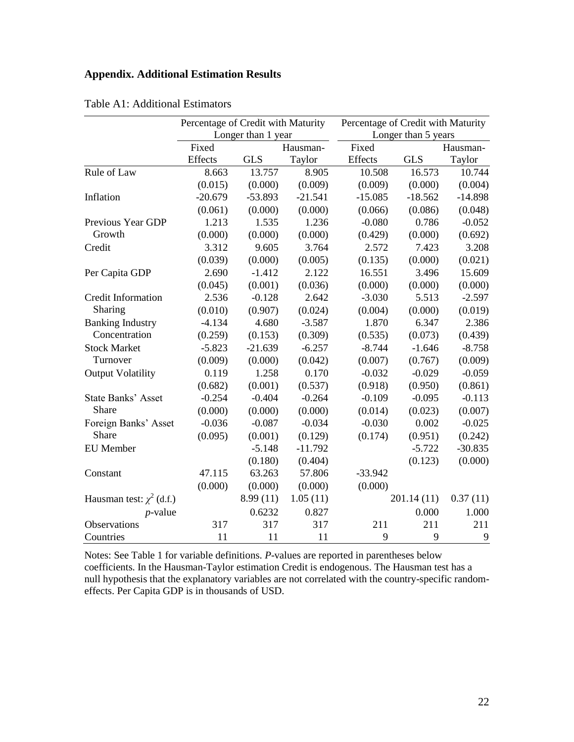## Appendix. Additional Estimation Results

Table A1: Additional Estimators

| | Percentage of Credit with Maturity Longer than 1 year | | | Percentage of Credit with Maturity Longer than 5 years | | |
|---|---|---|---|---|---|---|
| | Fixed Effects | GLS | Hausman-Taylor | Fixed Effects | GLS | Hausman-Taylor |
| Rule of Law | 8.663 | 13.757 | 8.905 | 10.508 | 16.573 | 10.744 |
| | (0.015) | (0.000) | (0.009) | (0.009) | (0.000) | (0.004) |
| Inflation | -20.679 | -53.893 | -21.541 | -15.085 | -18.562 | -14.898 |
| | (0.061) | (0.000) | (0.000) | (0.066) | (0.086) | (0.048) |
| Previous Year GDP Growth | 1.213 | 1.535 | 1.236 | -0.080 | 0.786 | -0.052 |
| | (0.000) | (0.000) | (0.000) | (0.429) | (0.000) | (0.692) |
| Credit | 3.312 | 9.605 | 3.764 | 2.572 | 7.423 | 3.208 |
| | (0.039) | (0.000) | (0.005) | (0.135) | (0.000) | (0.021) |
| Per Capita GDP | 2.690 | -1.412 | 2.122 | 16.551 | 3.496 | 15.609 |
| | (0.045) | (0.001) | (0.036) | (0.000) | (0.000) | (0.000) |
| Credit Information Sharing | 2.536 | -0.128 | 2.642 | -3.030 | 5.513 | -2.597 |
| | (0.010) | (0.907) | (0.024) | (0.004) | (0.000) | (0.019) |
| Banking Industry Concentration | -4.134 | 4.680 | -3.587 | 1.870 | 6.347 | 2.386 |
| | (0.259) | (0.153) | (0.309) | (0.535) | (0.073) | (0.439) |
| Stock Market Turnover | -5.823 | -21.639 | -6.257 | -8.744 | -1.646 | -8.758 |
| | (0.009) | (0.000) | (0.042) | (0.007) | (0.767) | (0.009) |
| Output Volatility | 0.119 | 1.258 | 0.170 | -0.032 | -0.029 | -0.059 |
| | (0.682) | (0.001) | (0.537) | (0.918) | (0.950) | (0.861) |
| State Banks' Asset Share | -0.254 | -0.404 | -0.264 | -0.109 | -0.095 | -0.113 |
| | (0.000) | (0.000) | (0.000) | (0.014) | (0.023) | (0.007) |
| Foreign Banks' Asset Share | -0.036 | -0.087 | -0.034 | -0.030 | 0.002 | -0.025 |
| | (0.095) | (0.001) | (0.129) | (0.174) | (0.951) | (0.242) |
| EU Member | | -5.148 | -11.792 | | -5.722 | -30.835 |
| | | (0.180) | (0.404) | | (0.123) | (0.000) |
| Constant | 47.115 | 63.263 | 57.806 | -33.942 | | |
| | (0.000) | (0.000) | (0.000) | (0.000) | | |
| Hausman test: $\chi^2$ (d.f.) | | 8.99 (11) | 1.05 (11) | | 201.14 (11) | 0.37 (11) |
| *p*-value | | 0.6232 | 0.827 | | 0.000 | 1.000 |
| Observations | 317 | 317 | 317 | 211 | 211 | 211 |
| Countries | 11 | 11 | 11 | 9 | 9 | 9 |

Notes: See Table 1 for variable definitions. *P*-values are reported in parentheses below coefficients. In the Hausman-Taylor estimation Credit is endogenous. The Hausman test has a null hypothesis that the explanatory variables are not correlated with the country-specific random-effects. Per Capita GDP is in thousands of USD.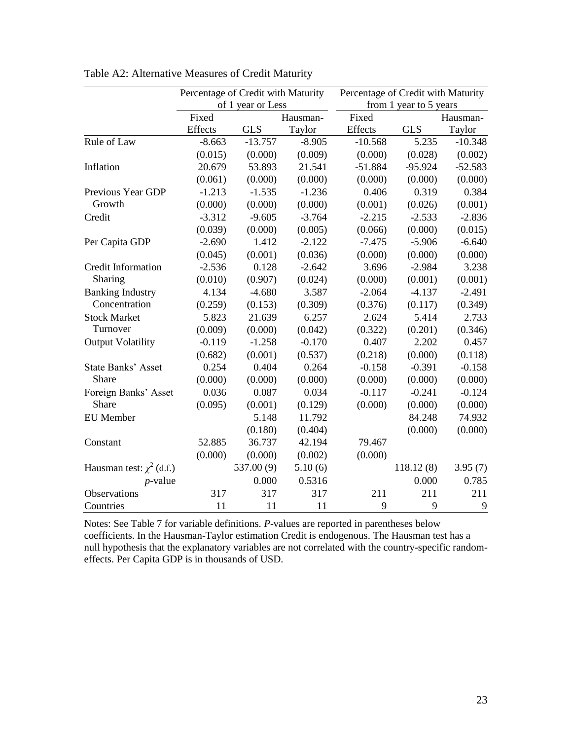Table A2: Alternative Measures of Credit Maturity

| | Percentage of Credit with Maturity of 1 year or Less | | | Percentage of Credit with Maturity from 1 year to 5 years | | |
|---|---|---|---|---|---|---|
| | Fixed Effects | GLS | Hausman-Taylor | Fixed Effects | GLS | Hausman-Taylor |
| Rule of Law | -8.663 | -13.757 | -8.905 | -10.568 | 5.235 | -10.348 |
| | (0.015) | (0.000) | (0.009) | (0.000) | (0.028) | (0.002) |
| Inflation | 20.679 | 53.893 | 21.541 | -51.884 | -95.924 | -52.583 |
| | (0.061) | (0.000) | (0.000) | (0.000) | (0.000) | (0.000) |
| Previous Year GDP Growth | -1.213 | -1.535 | -1.236 | 0.406 | 0.319 | 0.384 |
| | (0.000) | (0.000) | (0.000) | (0.001) | (0.026) | (0.001) |
| Credit | -3.312 | -9.605 | -3.764 | -2.215 | -2.533 | -2.836 |
| | (0.039) | (0.000) | (0.005) | (0.066) | (0.000) | (0.015) |
| Per Capita GDP | -2.690 | 1.412 | -2.122 | -7.475 | -5.906 | -6.640 |
| | (0.045) | (0.001) | (0.036) | (0.000) | (0.000) | (0.000) |
| Credit Information Sharing | -2.536 | 0.128 | -2.642 | 3.696 | -2.984 | 3.238 |
| | (0.010) | (0.907) | (0.024) | (0.000) | (0.001) | (0.001) |
| Banking Industry Concentration | 4.134 | -4.680 | 3.587 | -2.064 | -4.137 | -2.491 |
| | (0.259) | (0.153) | (0.309) | (0.376) | (0.117) | (0.349) |
| Stock Market Turnover | 5.823 | 21.639 | 6.257 | 2.624 | 5.414 | 2.733 |
| | (0.009) | (0.000) | (0.042) | (0.322) | (0.201) | (0.346) |
| Output Volatility | -0.119 | -1.258 | -0.170 | 0.407 | 2.202 | 0.457 |
| | (0.682) | (0.001) | (0.537) | (0.218) | (0.000) | (0.118) |
| State Banks' Asset Share | 0.254 | 0.404 | 0.264 | -0.158 | -0.391 | -0.158 |
| | (0.000) | (0.000) | (0.000) | (0.000) | (0.000) | (0.000) |
| Foreign Banks' Asset Share | 0.036 | 0.087 | 0.034 | -0.117 | -0.241 | -0.124 |
| | (0.095) | (0.001) | (0.129) | (0.000) | (0.000) | (0.000) |
| EU Member | | 5.148 | 11.792 | | 84.248 | 74.932 |
| | | (0.180) | (0.404) | | (0.000) | (0.000) |
| Constant | 52.885 | 36.737 | 42.194 | 79.467 | | |
| | (0.000) | (0.000) | (0.002) | (0.000) | | |
| Hausman test: $\chi^2$ (d.f.) | | 537.00 (9) | 5.10 (6) | | 118.12 (8) | 3.95 (7) |
| *p*-value | | 0.000 | 0.5316 | | 0.000 | 0.785 |
| Observations | 317 | 317 | 317 | 211 | 211 | 211 |
| Countries | 11 | 11 | 11 | 9 | 9 | 9 |

Notes: See Table 7 for variable definitions. *P*-values are reported in parentheses below coefficients. In the Hausman-Taylor estimation Credit is endogenous. The Hausman test has a null hypothesis that the explanatory variables are not correlated with the country-specific random-effects. Per Capita GDP is in thousands of USD.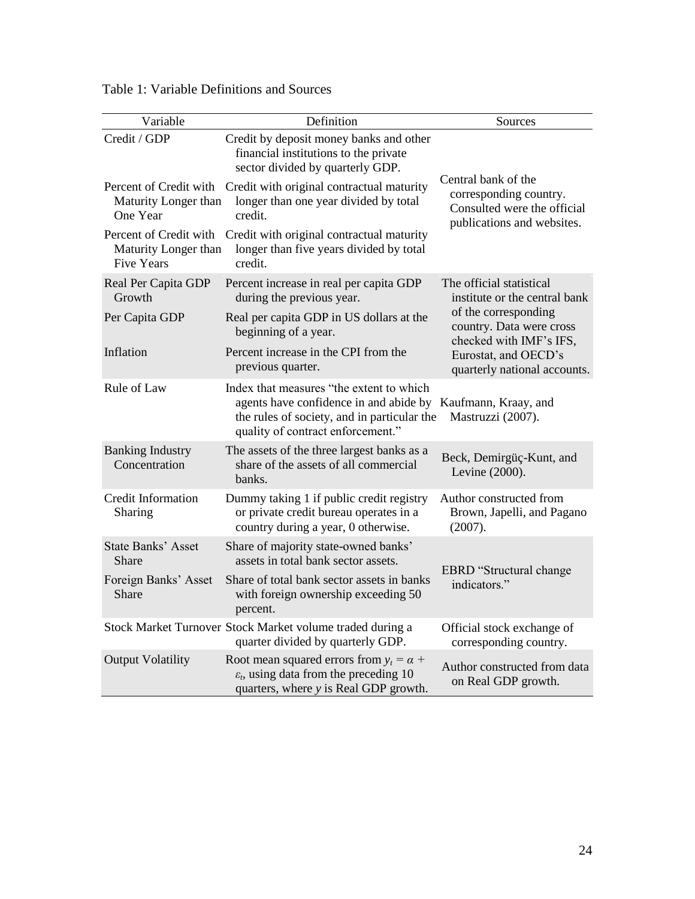Table 1: Variable Definitions and Sources

| Variable | Definition | Sources |
|---|---|---|
| Credit / GDP | Credit by deposit money banks and other financial institutions to the private sector divided by quarterly GDP. | Central bank of the corresponding country. Consulted were the official publications and websites. |
| Percent of Credit with Maturity Longer than One Year | Credit with original contractual maturity longer than one year divided by total credit. | |
| Percent of Credit with Maturity Longer than Five Years | Credit with original contractual maturity longer than five years divided by total credit. | |
| Real Per Capita GDP Growth | Percent increase in real per capita GDP during the previous year. | The official statistical institute or the central bank of the corresponding country. Data were cross checked with IMF's IFS, Eurostat, and OECD's quarterly national accounts. |
| Per Capita GDP | Real per capita GDP in US dollars at the beginning of a year. | |
| Inflation | Percent increase in the CPI from the previous quarter. | |
| Rule of Law | Index that measures "the extent to which agents have confidence in and abide by the rules of society, and in particular the quality of contract enforcement." | Kaufmann, Kraay, and Mastruzzi (2007). |
| Banking Industry Concentration | The assets of the three largest banks as a share of the assets of all commercial banks. | Beck, Demirgüç-Kunt, and Levine (2000). |
| Credit Information Sharing | Dummy taking 1 if public credit registry or private credit bureau operates in a country during a year, 0 otherwise. | Author constructed from Brown, Japelli, and Pagano (2007). |
| State Banks' Asset Share | Share of majority state-owned banks' assets in total bank sector assets. | EBRD "Structural change indicators." |
| Foreign Banks' Asset Share | Share of total bank sector assets in banks with foreign ownership exceeding 50 percent. | |
| Stock Market Turnover | Stock Market volume traded during a quarter divided by quarterly GDP. | Official stock exchange of corresponding country. |
| Output Volatility | Root mean squared errors from $y_t = \alpha + \varepsilon_t$, using data from the preceding 10 quarters, where $y$ is Real GDP growth. | Author constructed from data on Real GDP growth. |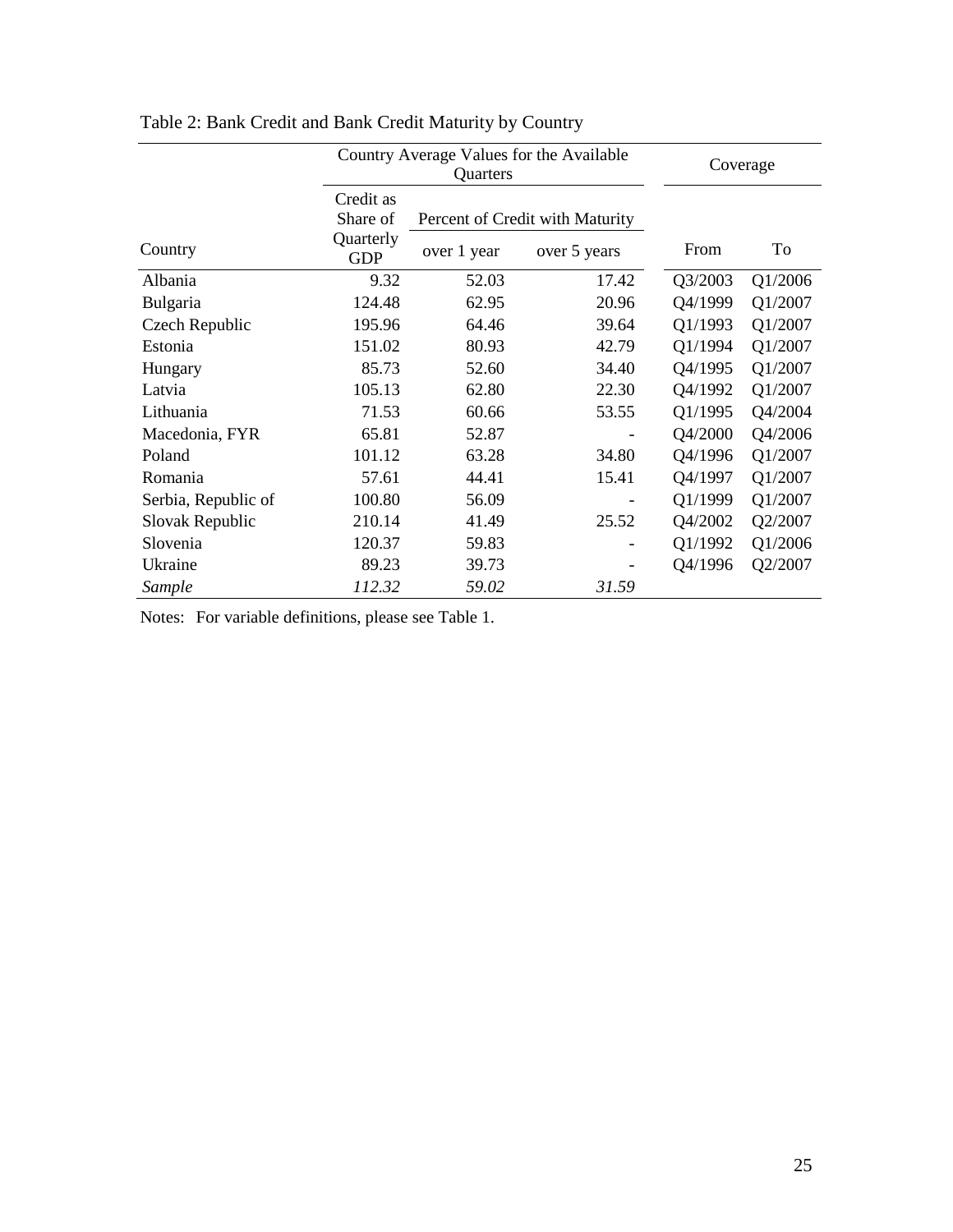Table 2: Bank Credit and Bank Credit Maturity by Country

| | Country Average Values for the Available Quarters | | | Coverage | |
|---|---|---|---|---|---|
| | Credit as Share of Quarterly GDP | Percent of Credit with Maturity | | | |
| Country | | over 1 year | over 5 years | From | To |
| Albania | 9.32 | 52.03 | 17.42 | Q3/2003 | Q1/2006 |
| Bulgaria | 124.48 | 62.95 | 20.96 | Q4/1999 | Q1/2007 |
| Czech Republic | 195.96 | 64.46 | 39.64 | Q1/1993 | Q1/2007 |
| Estonia | 151.02 | 80.93 | 42.79 | Q1/1994 | Q1/2007 |
| Hungary | 85.73 | 52.60 | 34.40 | Q4/1995 | Q1/2007 |
| Latvia | 105.13 | 62.80 | 22.30 | Q4/1992 | Q1/2007 |
| Lithuania | 71.53 | 60.66 | 53.55 | Q1/1995 | Q4/2004 |
| Macedonia, FYR | 65.81 | 52.87 | - | Q4/2000 | Q4/2006 |
| Poland | 101.12 | 63.28 | 34.80 | Q4/1996 | Q1/2007 |
| Romania | 57.61 | 44.41 | 15.41 | Q4/1997 | Q1/2007 |
| Serbia, Republic of | 100.80 | 56.09 | - | Q1/1999 | Q1/2007 |
| Slovak Republic | 210.14 | 41.49 | 25.52 | Q4/2002 | Q2/2007 |
| Slovenia | 120.37 | 59.83 | - | Q1/1992 | Q1/2006 |
| Ukraine | 89.23 | 39.73 | - | Q4/1996 | Q2/2007 |
| *Sample* | *112.32* | *59.02* | *31.59* | | |

Notes: For variable definitions, please see Table 1.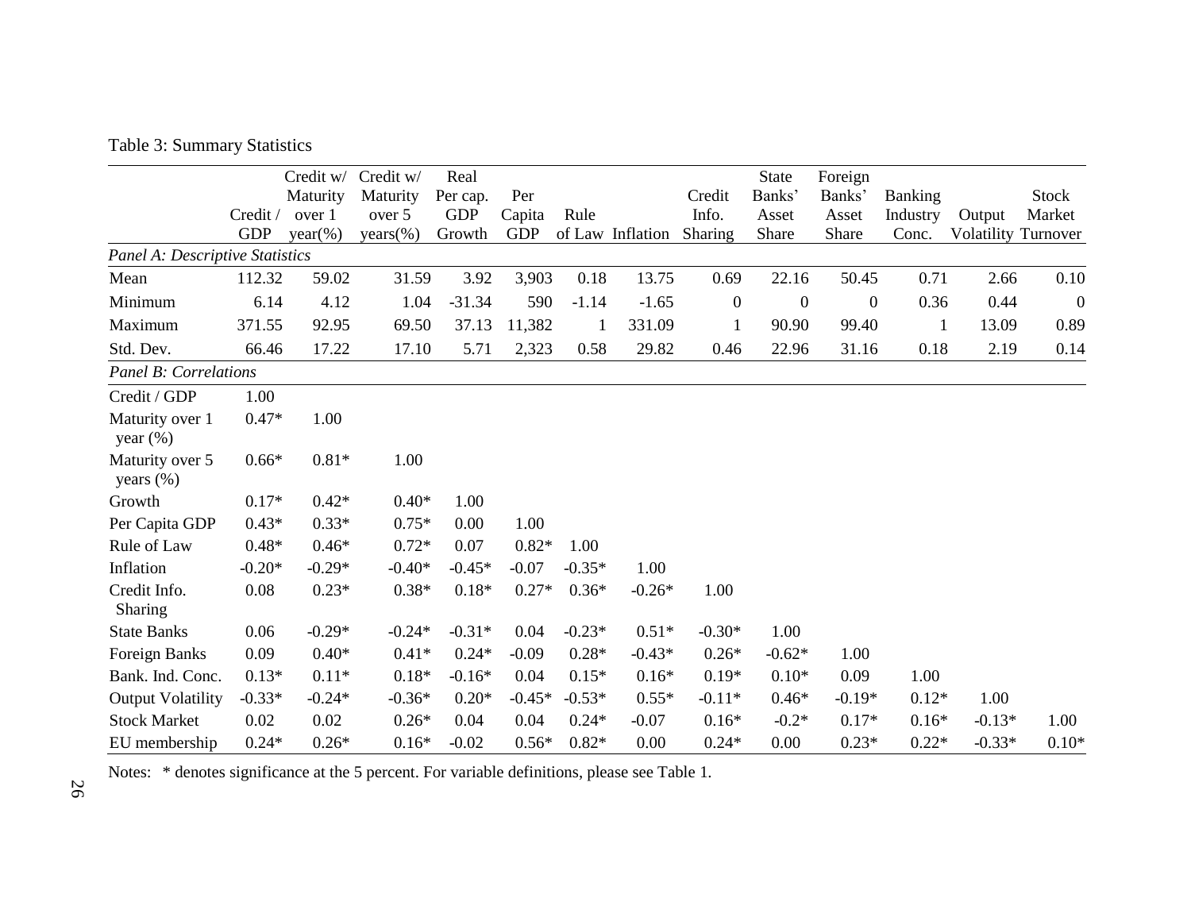Table 3: Summary Statistics

| | Credit / GDP | Credit w/ Maturity over 1 year(%) | Credit w/ Maturity over 5 years(%) | Real Per cap. GDP Growth | Per Capita GDP | Rule of Law | Inflation | Credit Info. Sharing | State Banks' Asset Share | Foreign Banks' Asset Share | Banking Industry Conc. | Output Volatility | Stock Market Turnover |
|---|---|---|---|---|---|---|---|---|---|---|---|---|---|
| *Panel A: Descriptive Statistics* | | | | | | | | | | | | | |
| Mean | 112.32 | 59.02 | 31.59 | 3.92 | 3,903 | 0.18 | 13.75 | 0.69 | 22.16 | 50.45 | 0.71 | 2.66 | 0.10 |
| Minimum | 6.14 | 4.12 | 1.04 | -31.34 | 590 | -1.14 | -1.65 | 0 | 0 | 0 | 0.36 | 0.44 | 0 |
| Maximum | 371.55 | 92.95 | 69.50 | 37.13 | 11,382 | 1 | 331.09 | 1 | 90.90 | 99.40 | 1 | 13.09 | 0.89 |
| Std. Dev. | 66.46 | 17.22 | 17.10 | 5.71 | 2,323 | 0.58 | 29.82 | 0.46 | 22.96 | 31.16 | 0.18 | 2.19 | 0.14 |
| *Panel B: Correlations* | | | | | | | | | | | | | |
| Credit / GDP | 1.00 | | | | | | | | | | | | |
| Maturity over 1 year (%) | 0.47* | 1.00 | | | | | | | | | | | |
| Maturity over 5 years (%) | 0.66* | 0.81* | 1.00 | | | | | | | | | | |
| Growth | 0.17* | 0.42* | 0.40* | 1.00 | | | | | | | | | |
| Per Capita GDP | 0.43* | 0.33* | 0.75* | 0.00 | 1.00 | | | | | | | | |
| Rule of Law | 0.48* | 0.46* | 0.72* | 0.07 | 0.82* | 1.00 | | | | | | | |
| Inflation | -0.20* | -0.29* | -0.40* | -0.45* | -0.07 | -0.35* | 1.00 | | | | | | |
| Credit Info. Sharing | 0.08 | 0.23* | 0.38* | 0.18* | 0.27* | 0.36* | -0.26* | 1.00 | | | | | |
| State Banks | 0.06 | -0.29* | -0.24* | -0.31* | 0.04 | -0.23* | 0.51* | -0.30* | 1.00 | | | | |
| Foreign Banks | 0.09 | 0.40* | 0.41* | 0.24* | -0.09 | 0.28* | -0.43* | 0.26* | -0.62* | 1.00 | | | |
| Bank. Ind. Conc. | 0.13* | 0.11* | 0.18* | -0.16* | 0.04 | 0.15* | 0.16* | 0.19* | 0.10* | 0.09 | 1.00 | | |
| Output Volatility | -0.33* | -0.24* | -0.36* | 0.20* | -0.45* | -0.53* | 0.55* | -0.11* | 0.46* | -0.19* | 0.12* | 1.00 | |
| Stock Market | 0.02 | 0.02 | 0.26* | 0.04 | 0.04 | 0.24* | -0.07 | 0.16* | -0.2* | 0.17* | 0.16* | -0.13* | 1.00 |
| EU membership | 0.24* | 0.26* | 0.16* | -0.02 | 0.56* | 0.82* | 0.00 | 0.24* | 0.00 | 0.23* | 0.22* | -0.33* | 0.10* |

Notes: * denotes significance at the 5 percent. For variable definitions, please see Table 1.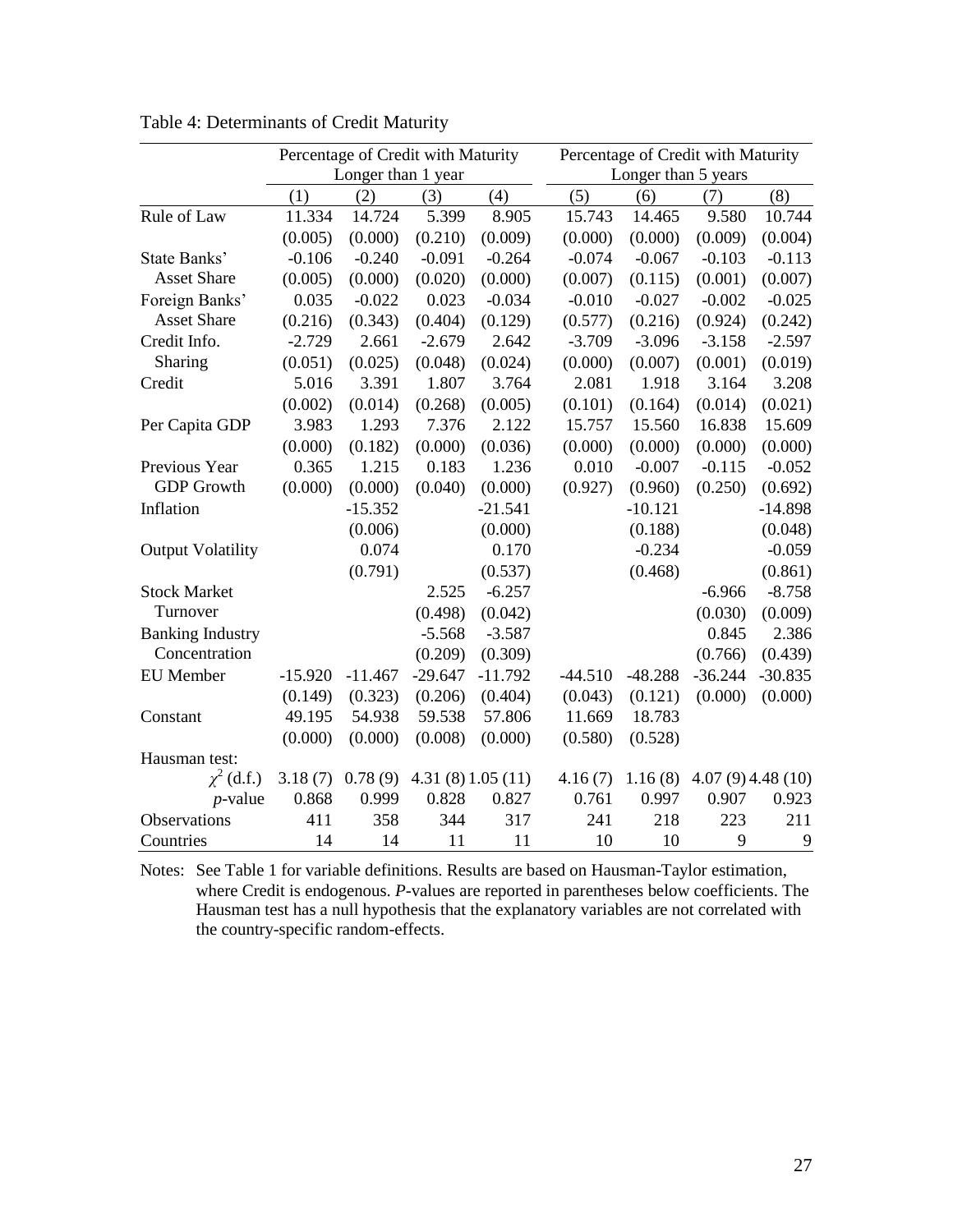Table 4: Determinants of Credit Maturity

| | Percentage of Credit with Maturity Longer than 1 year | | | | Percentage of Credit with Maturity Longer than 5 years | | | |
|---|---|---|---|---|---|---|---|---|
| | (1) | (2) | (3) | (4) | (5) | (6) | (7) | (8) |
| Rule of Law | 11.334 | 14.724 | 5.399 | 8.905 | 15.743 | 14.465 | 9.580 | 10.744 |
| | (0.005) | (0.000) | (0.210) | (0.009) | (0.000) | (0.000) | (0.009) | (0.004) |
| State Banks' Asset Share | -0.106 | -0.240 | -0.091 | -0.264 | -0.074 | -0.067 | -0.103 | -0.113 |
| | (0.005) | (0.000) | (0.020) | (0.000) | (0.007) | (0.115) | (0.001) | (0.007) |
| Foreign Banks' Asset Share | 0.035 | -0.022 | 0.023 | -0.034 | -0.010 | -0.027 | -0.002 | -0.025 |
| | (0.216) | (0.343) | (0.404) | (0.129) | (0.577) | (0.216) | (0.924) | (0.242) |
| Credit Info. Sharing | -2.729 | 2.661 | -2.679 | 2.642 | -3.709 | -3.096 | -3.158 | -2.597 |
| | (0.051) | (0.025) | (0.048) | (0.024) | (0.000) | (0.007) | (0.001) | (0.019) |
| Credit | 5.016 | 3.391 | 1.807 | 3.764 | 2.081 | 1.918 | 3.164 | 3.208 |
| | (0.002) | (0.014) | (0.268) | (0.005) | (0.101) | (0.164) | (0.014) | (0.021) |
| Per Capita GDP | 3.983 | 1.293 | 7.376 | 2.122 | 15.757 | 15.560 | 16.838 | 15.609 |
| | (0.000) | (0.182) | (0.000) | (0.036) | (0.000) | (0.000) | (0.000) | (0.000) |
| Previous Year GDP Growth | 0.365 | 1.215 | 0.183 | 1.236 | 0.010 | -0.007 | -0.115 | -0.052 |
| | (0.000) | (0.000) | (0.040) | (0.000) | (0.927) | (0.960) | (0.250) | (0.692) |
| Inflation | | -15.352 | | -21.541 | | -10.121 | | -14.898 |
| | | (0.006) | | (0.000) | | (0.188) | | (0.048) |
| Output Volatility | | 0.074 | | 0.170 | | -0.234 | | -0.059 |
| | | (0.791) | | (0.537) | | (0.468) | | (0.861) |
| Stock Market Turnover | | | 2.525 | -6.257 | | | -6.966 | -8.758 |
| | | | (0.498) | (0.042) | | | (0.030) | (0.009) |
| Banking Industry Concentration | | | -5.568 | -3.587 | | | 0.845 | 2.386 |
| | | | (0.209) | (0.309) | | | (0.766) | (0.439) |
| EU Member | -15.920 | -11.467 | -29.647 | -11.792 | -44.510 | -48.288 | -36.244 | -30.835 |
| | (0.149) | (0.323) | (0.206) | (0.404) | (0.043) | (0.121) | (0.000) | (0.000) |
| Constant | 49.195 | 54.938 | 59.538 | 57.806 | 11.669 | 18.783 | | |
| | (0.000) | (0.000) | (0.008) | (0.000) | (0.580) | (0.528) | | |
| Hausman test: | | | | | | | | |
| $\chi^2$ (d.f.) | 3.18 (7) | 0.78 (9) | 4.31 (8) | 1.05 (11) | 4.16 (7) | 1.16 (8) | 4.07 (9) | 4.48 (10) |
| *p*-value | 0.868 | 0.999 | 0.828 | 0.827 | 0.761 | 0.997 | 0.907 | 0.923 |
| Observations | 411 | 358 | 344 | 317 | 241 | 218 | 223 | 211 |
| Countries | 14 | 14 | 11 | 11 | 10 | 10 | 9 | 9 |

Notes: See Table 1 for variable definitions. Results are based on Hausman-Taylor estimation, where Credit is endogenous. *P*-values are reported in parentheses below coefficients. The Hausman test has a null hypothesis that the explanatory variables are not correlated with the country-specific random-effects.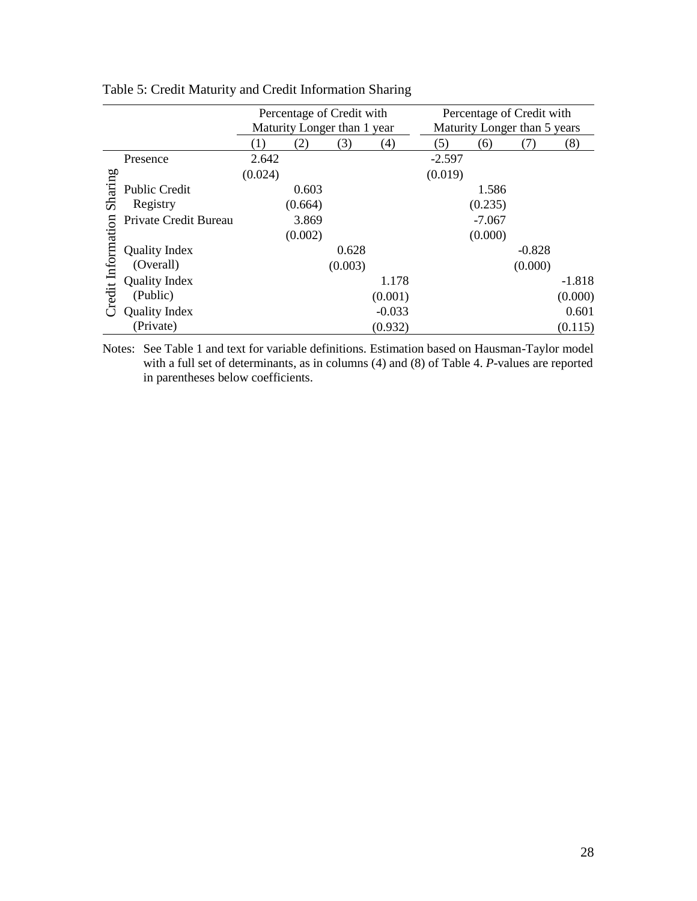Table 5: Credit Maturity and Credit Information Sharing

| | | Percentage of Credit with Maturity Longer than 1 year | | | | Percentage of Credit with Maturity Longer than 5 years | | | |
|---|---|---|---|---|---|---|---|---|---|
| | | (1) | (2) | (3) | (4) | (5) | (6) | (7) | (8) |
| Credit Information Sharing | Presence | 2.642 | | | | -2.597 | | | |
| | | (0.024) | | | | (0.019) | | | |
| | Public Credit Registry | | 0.603 | | | | 1.586 | | |
| | | | (0.664) | | | | (0.235) | | |
| | Private Credit Bureau | | 3.869 | | | | -7.067 | | |
| | | | (0.002) | | | | (0.000) | | |
| | Quality Index (Overall) | | | 0.628 | | | | -0.828 | |
| | | | | (0.003) | | | | (0.000) | |
| | Quality Index (Public) | | | | 1.178 | | | | -1.818 |
| | | | | | (0.001) | | | | (0.000) |
| | Quality Index (Private) | | | | -0.033 | | | | 0.601 |
| | | | | | (0.932) | | | | (0.115) |

Notes: See Table 1 and text for variable definitions. Estimation based on Hausman-Taylor model with a full set of determinants, as in columns (4) and (8) of Table 4. *P*-values are reported in parentheses below coefficients.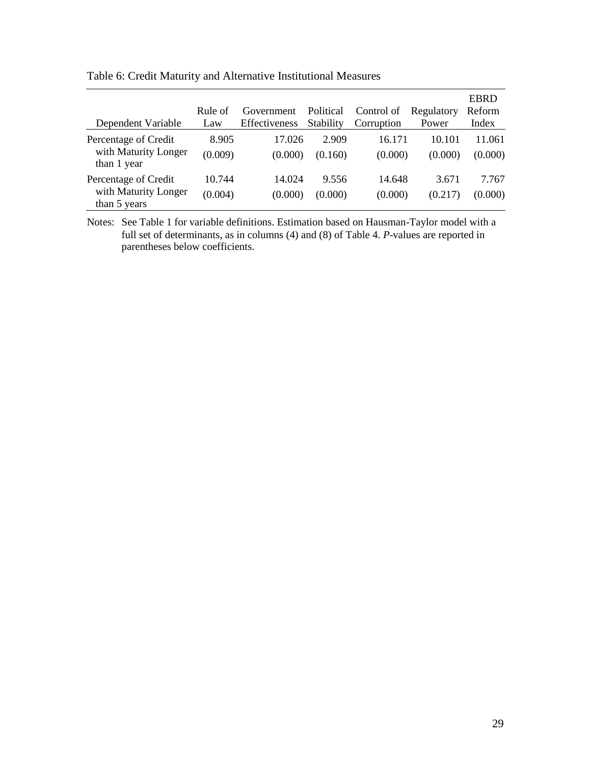Table 6: Credit Maturity and Alternative Institutional Measures

| Dependent Variable | Rule of Law | Government Effectiveness | Political Stability | Control of Corruption | Regulatory Power | EBRD Reform Index |
|---|---|---|---|---|---|---|
| Percentage of Credit with Maturity Longer than 1 year | 8.905 | 17.026 | 2.909 | 16.171 | 10.101 | 11.061 |
| | (0.009) | (0.000) | (0.160) | (0.000) | (0.000) | (0.000) |
| Percentage of Credit with Maturity Longer than 5 years | 10.744 | 14.024 | 9.556 | 14.648 | 3.671 | 7.767 |
| | (0.004) | (0.000) | (0.000) | (0.000) | (0.217) | (0.000) |

Notes: See Table 1 for variable definitions. Estimation based on Hausman-Taylor model with a full set of determinants, as in columns (4) and (8) of Table 4. *P*-values are reported in parentheses below coefficients.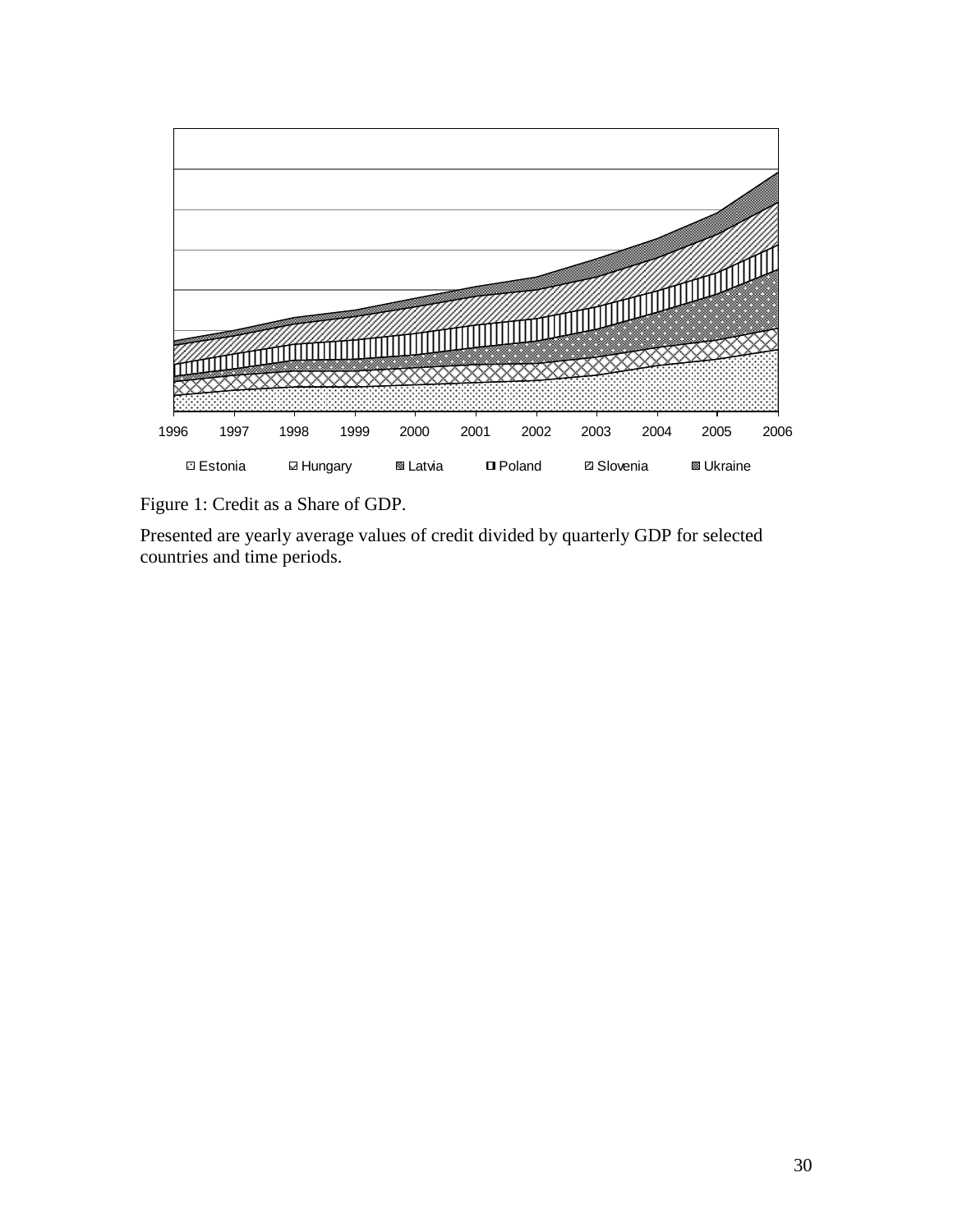1996 1997 1998 1999 2000 2001 2002 2003 2004 2005 2006

Estonia Hungary Latvia Poland Slovenia Ukraine

Figure 1: Credit as a Share of GDP.

Presented are yearly average values of credit divided by quarterly GDP for selected countries and time periods.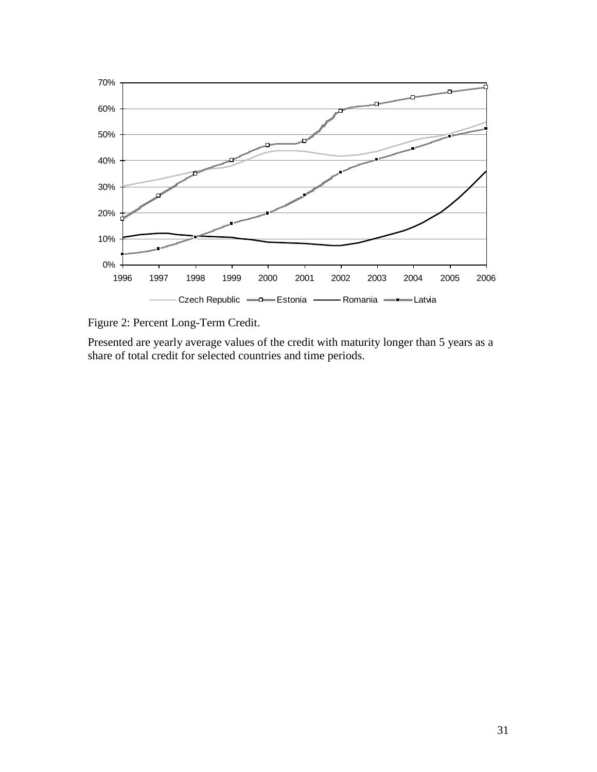Figure 2: Percent Long-Term Credit.

Presented are yearly average values of the credit with maturity longer than 5 years as a share of total credit for selected countries and time periods.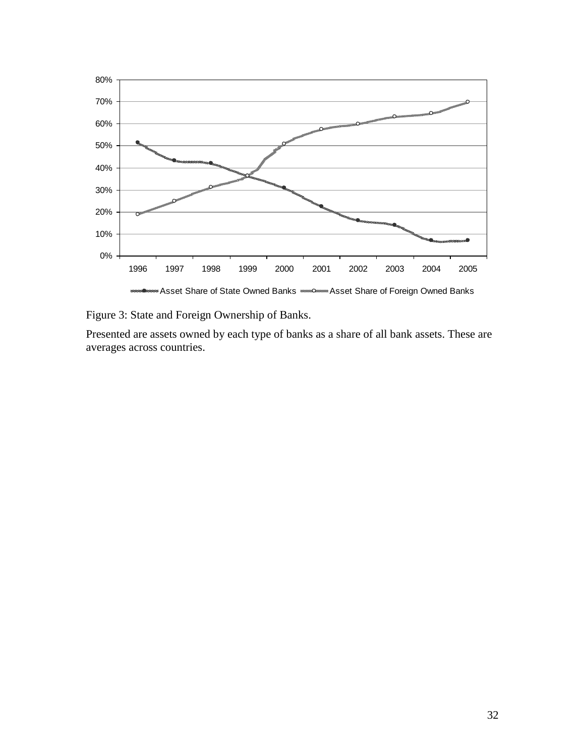80%
70%
60%
50%
40%
30%
20%
10%
0%

1996 1997 1998 1999 2000 2001 2002 2003 2004 2005

Asset Share of State Owned Banks    Asset Share of Foreign Owned Banks

Figure 3: State and Foreign Ownership of Banks.

Presented are assets owned by each type of banks as a share of all bank assets. These are averages across countries.